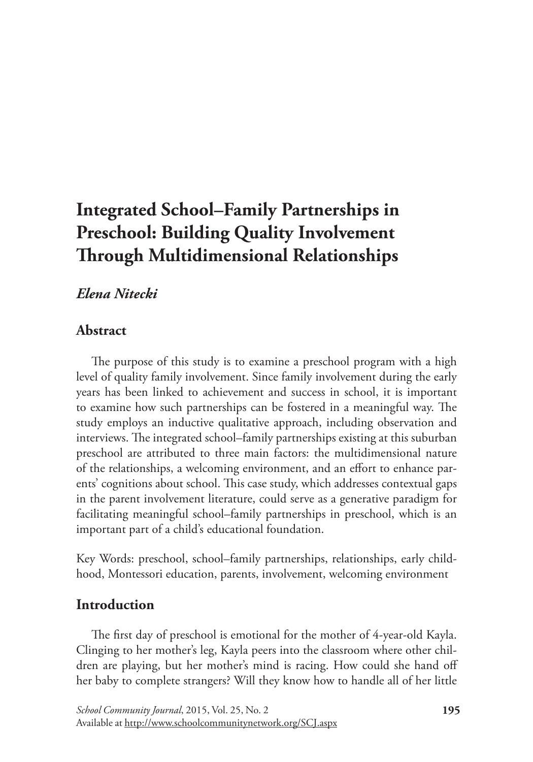# Integrated School–Family Partnerships in Preschool: Building Quality Involvement Through Multidimensional Relationships

***Elena Nitecki***

## Abstract

The purpose of this study is to examine a preschool program with a high level of quality family involvement. Since family involvement during the early years has been linked to achievement and success in school, it is important to examine how such partnerships can be fostered in a meaningful way. The study employs an inductive qualitative approach, including observation and interviews. The integrated school–family partnerships existing at this suburban preschool are attributed to three main factors: the multidimensional nature of the relationships, a welcoming environment, and an effort to enhance parents' cognitions about school. This case study, which addresses contextual gaps in the parent involvement literature, could serve as a generative paradigm for facilitating meaningful school–family partnerships in preschool, which is an important part of a child's educational foundation.

Key Words: preschool, school–family partnerships, relationships, early childhood, Montessori education, parents, involvement, welcoming environment

## Introduction

The first day of preschool is emotional for the mother of 4-year-old Kayla. Clinging to her mother's leg, Kayla peers into the classroom where other children are playing, but her mother's mind is racing. How could she hand off her baby to complete strangers? Will they know how to handle all of her little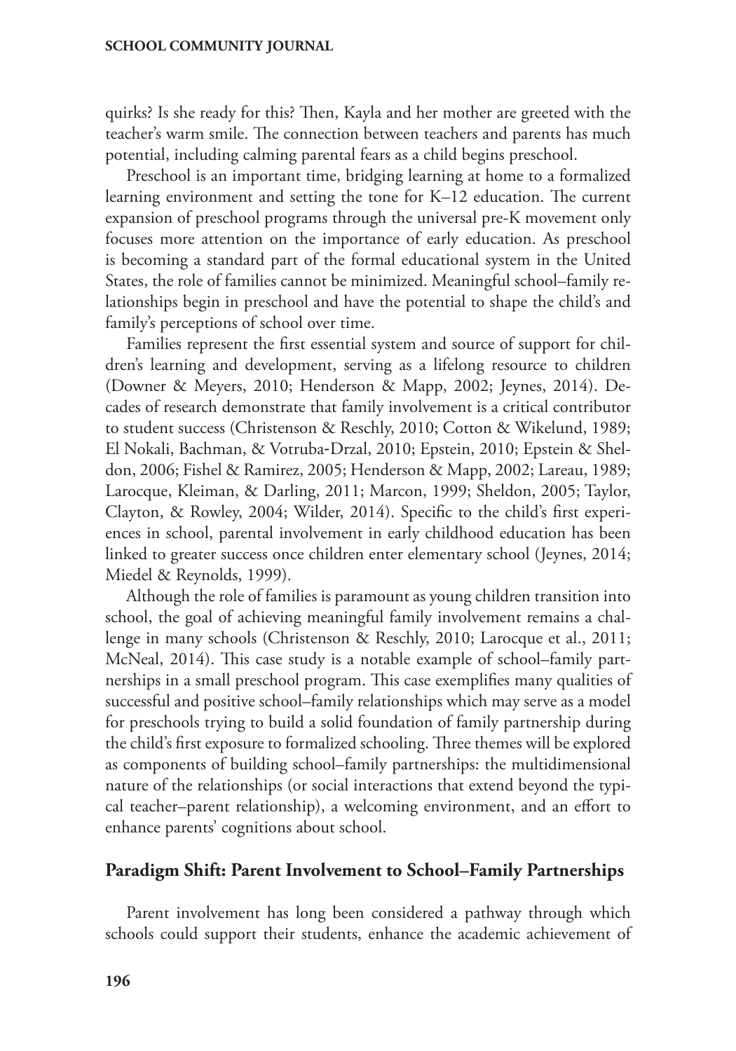quirks? Is she ready for this? Then, Kayla and her mother are greeted with the teacher's warm smile. The connection between teachers and parents has much potential, including calming parental fears as a child begins preschool.

Preschool is an important time, bridging learning at home to a formalized learning environment and setting the tone for K–12 education. The current expansion of preschool programs through the universal pre-K movement only focuses more attention on the importance of early education. As preschool is becoming a standard part of the formal educational system in the United States, the role of families cannot be minimized. Meaningful school–family relationships begin in preschool and have the potential to shape the child's and family's perceptions of school over time.

Families represent the first essential system and source of support for children's learning and development, serving as a lifelong resource to children (Downer & Meyers, 2010; Henderson & Mapp, 2002; Jeynes, 2014). Decades of research demonstrate that family involvement is a critical contributor to student success (Christenson & Reschly, 2010; Cotton & Wikelund, 1989; El Nokali, Bachman, & Votruba-Drzal, 2010; Epstein, 2010; Epstein & Sheldon, 2006; Fishel & Ramirez, 2005; Henderson & Mapp, 2002; Lareau, 1989; Larocque, Kleiman, & Darling, 2011; Marcon, 1999; Sheldon, 2005; Taylor, Clayton, & Rowley, 2004; Wilder, 2014). Specific to the child's first experiences in school, parental involvement in early childhood education has been linked to greater success once children enter elementary school (Jeynes, 2014; Miedel & Reynolds, 1999).

Although the role of families is paramount as young children transition into school, the goal of achieving meaningful family involvement remains a challenge in many schools (Christenson & Reschly, 2010; Larocque et al., 2011; McNeal, 2014). This case study is a notable example of school–family partnerships in a small preschool program. This case exemplifies many qualities of successful and positive school–family relationships which may serve as a model for preschools trying to build a solid foundation of family partnership during the child's first exposure to formalized schooling. Three themes will be explored as components of building school–family partnerships: the multidimensional nature of the relationships (or social interactions that extend beyond the typical teacher–parent relationship), a welcoming environment, and an effort to enhance parents' cognitions about school.

## Paradigm Shift: Parent Involvement to School–Family Partnerships

Parent involvement has long been considered a pathway through which schools could support their students, enhance the academic achievement of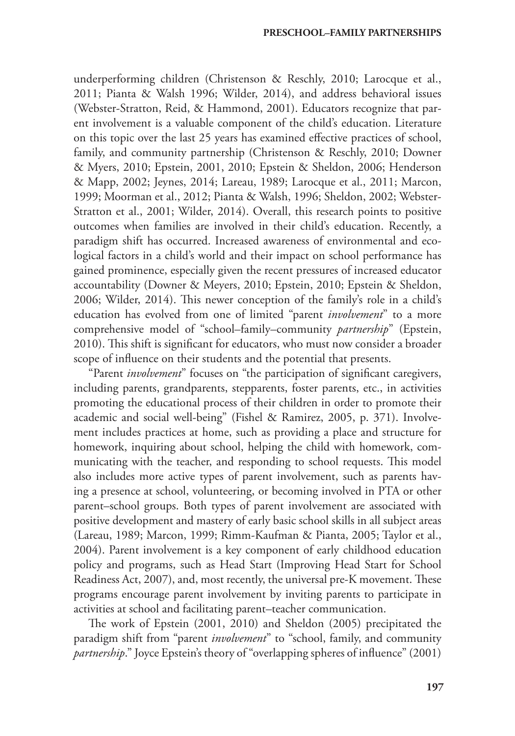underperforming children (Christenson & Reschly, 2010; Larocque et al., 2011; Pianta & Walsh 1996; Wilder, 2014), and address behavioral issues (Webster-Stratton, Reid, & Hammond, 2001). Educators recognize that parent involvement is a valuable component of the child's education. Literature on this topic over the last 25 years has examined effective practices of school, family, and community partnership (Christenson & Reschly, 2010; Downer & Myers, 2010; Epstein, 2001, 2010; Epstein & Sheldon, 2006; Henderson & Mapp, 2002; Jeynes, 2014; Lareau, 1989; Larocque et al., 2011; Marcon, 1999; Moorman et al., 2012; Pianta & Walsh, 1996; Sheldon, 2002; Webster-Stratton et al., 2001; Wilder, 2014). Overall, this research points to positive outcomes when families are involved in their child's education. Recently, a paradigm shift has occurred. Increased awareness of environmental and ecological factors in a child's world and their impact on school performance has gained prominence, especially given the recent pressures of increased educator accountability (Downer & Meyers, 2010; Epstein, 2010; Epstein & Sheldon, 2006; Wilder, 2014). This newer conception of the family's role in a child's education has evolved from one of limited "parent *involvement*" to a more comprehensive model of "school–family–community *partnership*" (Epstein, 2010). This shift is significant for educators, who must now consider a broader scope of influence on their students and the potential that presents.

"Parent *involvement*" focuses on "the participation of significant caregivers, including parents, grandparents, stepparents, foster parents, etc., in activities promoting the educational process of their children in order to promote their academic and social well-being" (Fishel & Ramirez, 2005, p. 371). Involvement includes practices at home, such as providing a place and structure for homework, inquiring about school, helping the child with homework, communicating with the teacher, and responding to school requests. This model also includes more active types of parent involvement, such as parents having a presence at school, volunteering, or becoming involved in PTA or other parent–school groups. Both types of parent involvement are associated with positive development and mastery of early basic school skills in all subject areas (Lareau, 1989; Marcon, 1999; Rimm-Kaufman & Pianta, 2005; Taylor et al., 2004). Parent involvement is a key component of early childhood education policy and programs, such as Head Start (Improving Head Start for School Readiness Act, 2007), and, most recently, the universal pre-K movement. These programs encourage parent involvement by inviting parents to participate in activities at school and facilitating parent–teacher communication.

The work of Epstein (2001, 2010) and Sheldon (2005) precipitated the paradigm shift from "parent *involvement*" to "school, family, and community *partnership*." Joyce Epstein's theory of "overlapping spheres of influence" (2001)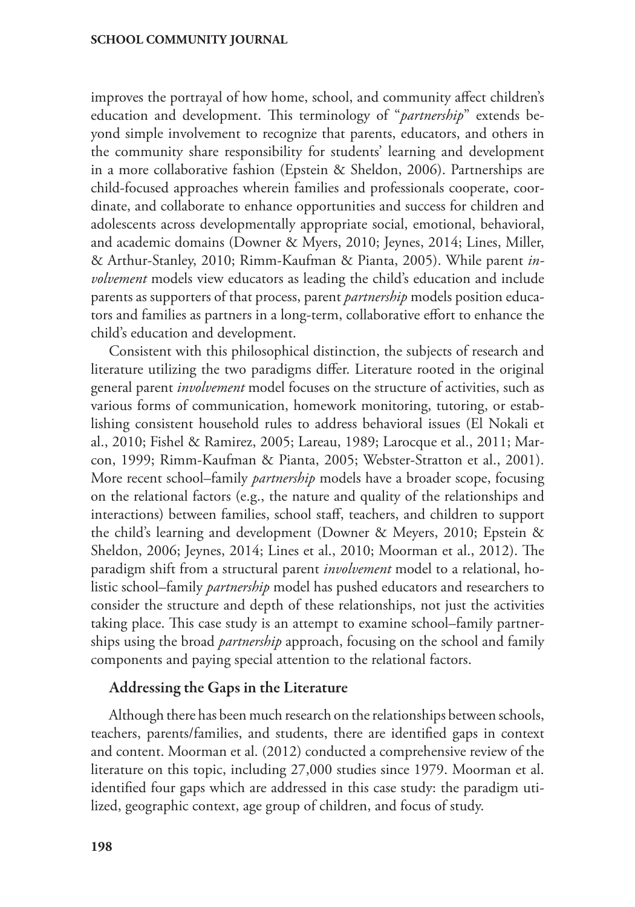improves the portrayal of how home, school, and community affect children's education and development. This terminology of "*partnership*" extends beyond simple involvement to recognize that parents, educators, and others in the community share responsibility for students' learning and development in a more collaborative fashion (Epstein & Sheldon, 2006). Partnerships are child-focused approaches wherein families and professionals cooperate, coordinate, and collaborate to enhance opportunities and success for children and adolescents across developmentally appropriate social, emotional, behavioral, and academic domains (Downer & Myers, 2010; Jeynes, 2014; Lines, Miller, & Arthur-Stanley, 2010; Rimm-Kaufman & Pianta, 2005). While parent *involvement* models view educators as leading the child's education and include parents as supporters of that process, parent *partnership* models position educators and families as partners in a long-term, collaborative effort to enhance the child's education and development.

Consistent with this philosophical distinction, the subjects of research and literature utilizing the two paradigms differ. Literature rooted in the original general parent *involvement* model focuses on the structure of activities, such as various forms of communication, homework monitoring, tutoring, or establishing consistent household rules to address behavioral issues (El Nokali et al., 2010; Fishel & Ramirez, 2005; Lareau, 1989; Larocque et al., 2011; Marcon, 1999; Rimm-Kaufman & Pianta, 2005; Webster-Stratton et al., 2001). More recent school–family *partnership* models have a broader scope, focusing on the relational factors (e.g., the nature and quality of the relationships and interactions) between families, school staff, teachers, and children to support the child's learning and development (Downer & Meyers, 2010; Epstein & Sheldon, 2006; Jeynes, 2014; Lines et al., 2010; Moorman et al., 2012). The paradigm shift from a structural parent *involvement* model to a relational, holistic school–family *partnership* model has pushed educators and researchers to consider the structure and depth of these relationships, not just the activities taking place. This case study is an attempt to examine school–family partnerships using the broad *partnership* approach, focusing on the school and family components and paying special attention to the relational factors.

### Addressing the Gaps in the Literature

Although there has been much research on the relationships between schools, teachers, parents/families, and students, there are identified gaps in context and content. Moorman et al. (2012) conducted a comprehensive review of the literature on this topic, including 27,000 studies since 1979. Moorman et al. identified four gaps which are addressed in this case study: the paradigm utilized, geographic context, age group of children, and focus of study.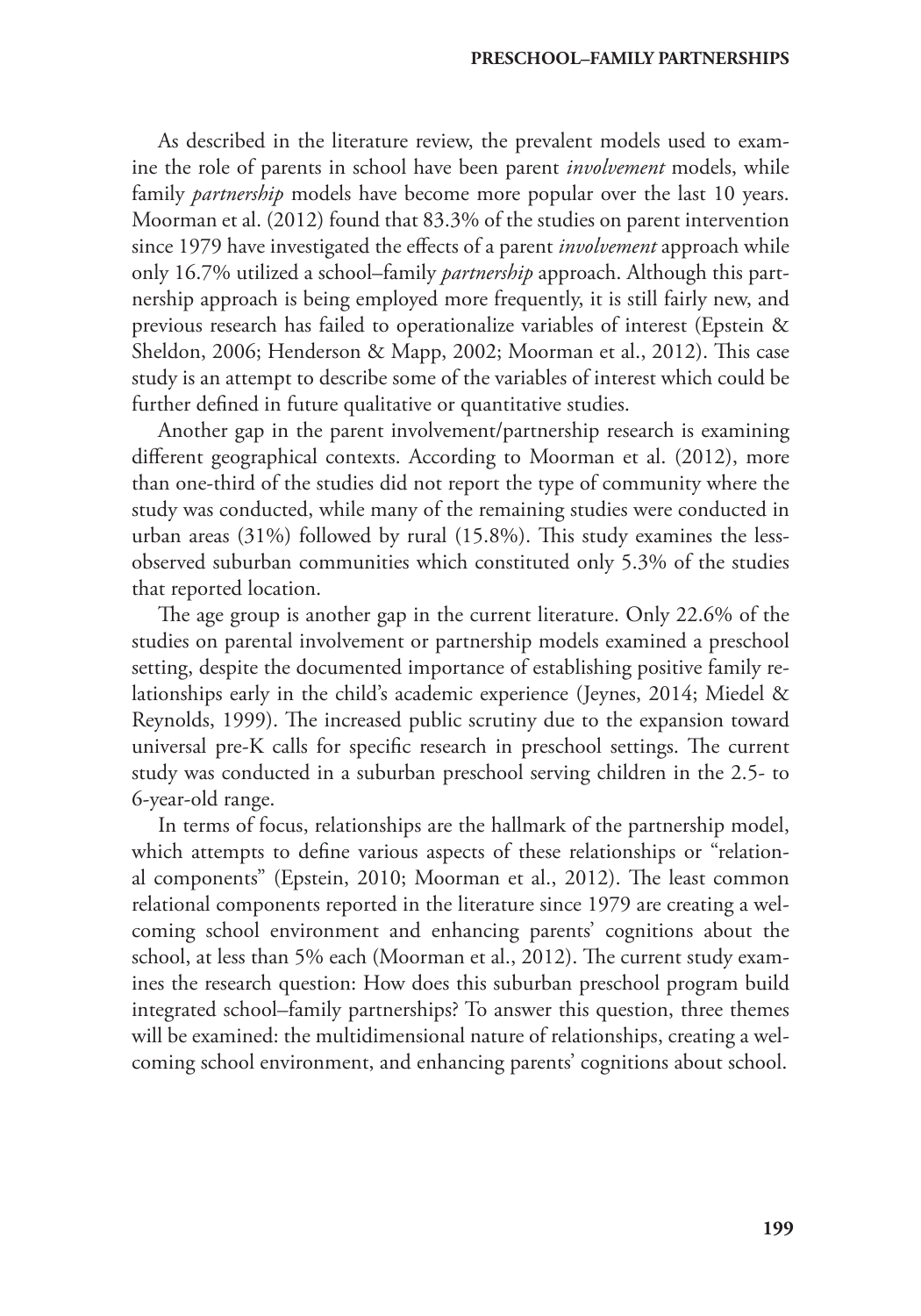As described in the literature review, the prevalent models used to examine the role of parents in school have been parent *involvement* models, while family *partnership* models have become more popular over the last 10 years. Moorman et al. (2012) found that 83.3% of the studies on parent intervention since 1979 have investigated the effects of a parent *involvement* approach while only 16.7% utilized a school–family *partnership* approach. Although this partnership approach is being employed more frequently, it is still fairly new, and previous research has failed to operationalize variables of interest (Epstein & Sheldon, 2006; Henderson & Mapp, 2002; Moorman et al., 2012). This case study is an attempt to describe some of the variables of interest which could be further defined in future qualitative or quantitative studies.

Another gap in the parent involvement/partnership research is examining different geographical contexts. According to Moorman et al. (2012), more than one-third of the studies did not report the type of community where the study was conducted, while many of the remaining studies were conducted in urban areas (31%) followed by rural (15.8%). This study examines the less-observed suburban communities which constituted only 5.3% of the studies that reported location.

The age group is another gap in the current literature. Only 22.6% of the studies on parental involvement or partnership models examined a preschool setting, despite the documented importance of establishing positive family relationships early in the child's academic experience (Jeynes, 2014; Miedel & Reynolds, 1999). The increased public scrutiny due to the expansion toward universal pre-K calls for specific research in preschool settings. The current study was conducted in a suburban preschool serving children in the 2.5- to 6-year-old range.

In terms of focus, relationships are the hallmark of the partnership model, which attempts to define various aspects of these relationships or "relational components" (Epstein, 2010; Moorman et al., 2012). The least common relational components reported in the literature since 1979 are creating a welcoming school environment and enhancing parents' cognitions about the school, at less than 5% each (Moorman et al., 2012). The current study examines the research question: How does this suburban preschool program build integrated school–family partnerships? To answer this question, three themes will be examined: the multidimensional nature of relationships, creating a welcoming school environment, and enhancing parents' cognitions about school.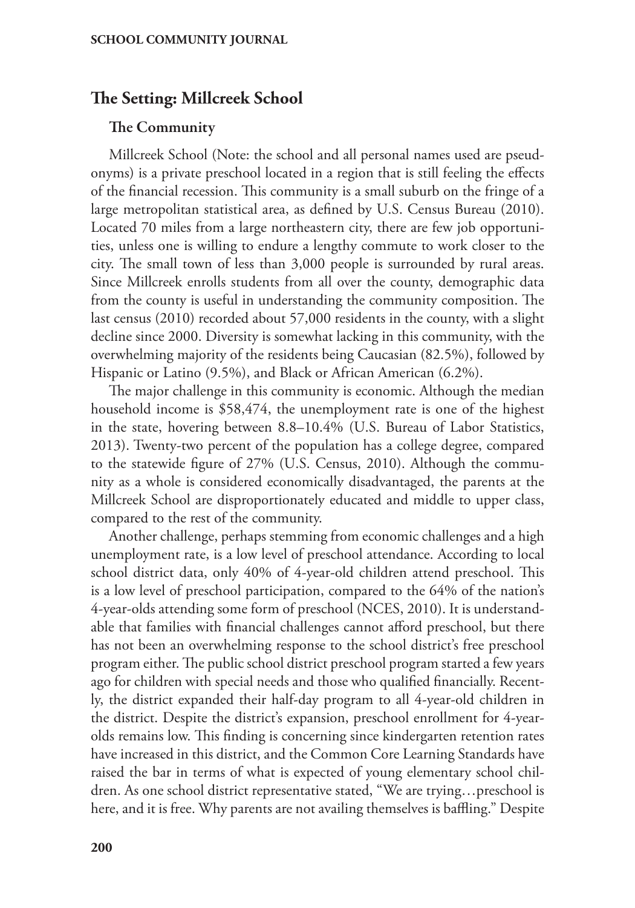## The Setting: Millcreek School

### The Community

Millcreek School (Note: the school and all personal names used are pseudonyms) is a private preschool located in a region that is still feeling the effects of the financial recession. This community is a small suburb on the fringe of a large metropolitan statistical area, as defined by U.S. Census Bureau (2010). Located 70 miles from a large northeastern city, there are few job opportunities, unless one is willing to endure a lengthy commute to work closer to the city. The small town of less than 3,000 people is surrounded by rural areas. Since Millcreek enrolls students from all over the county, demographic data from the county is useful in understanding the community composition. The last census (2010) recorded about 57,000 residents in the county, with a slight decline since 2000. Diversity is somewhat lacking in this community, with the overwhelming majority of the residents being Caucasian (82.5%), followed by Hispanic or Latino (9.5%), and Black or African American (6.2%).

The major challenge in this community is economic. Although the median household income is $58,474, the unemployment rate is one of the highest in the state, hovering between 8.8–10.4% (U.S. Bureau of Labor Statistics, 2013). Twenty-two percent of the population has a college degree, compared to the statewide figure of 27% (U.S. Census, 2010). Although the community as a whole is considered economically disadvantaged, the parents at the Millcreek School are disproportionately educated and middle to upper class, compared to the rest of the community.

Another challenge, perhaps stemming from economic challenges and a high unemployment rate, is a low level of preschool attendance. According to local school district data, only 40% of 4-year-old children attend preschool. This is a low level of preschool participation, compared to the 64% of the nation's 4-year-olds attending some form of preschool (NCES, 2010). It is understandable that families with financial challenges cannot afford preschool, but there has not been an overwhelming response to the school district's free preschool program either. The public school district preschool program started a few years ago for children with special needs and those who qualified financially. Recently, the district expanded their half-day program to all 4-year-old children in the district. Despite the district's expansion, preschool enrollment for 4-year-olds remains low. This finding is concerning since kindergarten retention rates have increased in this district, and the Common Core Learning Standards have raised the bar in terms of what is expected of young elementary school children. As one school district representative stated, "We are trying…preschool is here, and it is free. Why parents are not availing themselves is baffling." Despite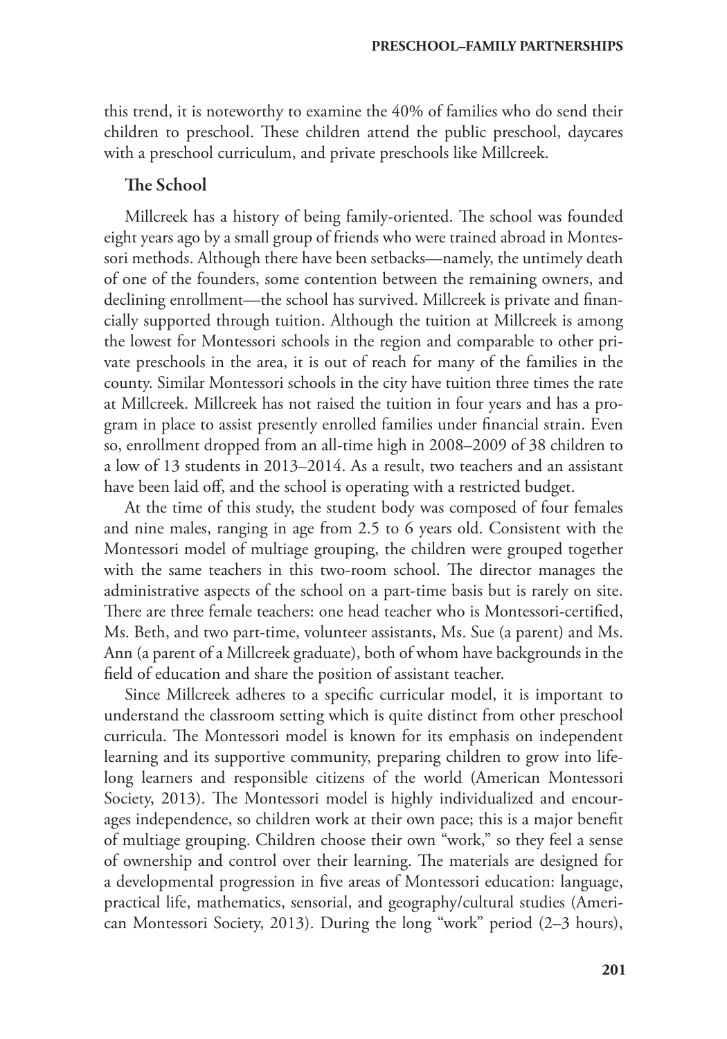this trend, it is noteworthy to examine the 40% of families who do send their children to preschool. These children attend the public preschool, daycares with a preschool curriculum, and private preschools like Millcreek.

### The School

Millcreek has a history of being family-oriented. The school was founded eight years ago by a small group of friends who were trained abroad in Montessori methods. Although there have been setbacks—namely, the untimely death of one of the founders, some contention between the remaining owners, and declining enrollment—the school has survived. Millcreek is private and financially supported through tuition. Although the tuition at Millcreek is among the lowest for Montessori schools in the region and comparable to other private preschools in the area, it is out of reach for many of the families in the county. Similar Montessori schools in the city have tuition three times the rate at Millcreek. Millcreek has not raised the tuition in four years and has a program in place to assist presently enrolled families under financial strain. Even so, enrollment dropped from an all-time high in 2008–2009 of 38 children to a low of 13 students in 2013–2014. As a result, two teachers and an assistant have been laid off, and the school is operating with a restricted budget.

At the time of this study, the student body was composed of four females and nine males, ranging in age from 2.5 to 6 years old. Consistent with the Montessori model of multiage grouping, the children were grouped together with the same teachers in this two-room school. The director manages the administrative aspects of the school on a part-time basis but is rarely on site. There are three female teachers: one head teacher who is Montessori-certified, Ms. Beth, and two part-time, volunteer assistants, Ms. Sue (a parent) and Ms. Ann (a parent of a Millcreek graduate), both of whom have backgrounds in the field of education and share the position of assistant teacher.

Since Millcreek adheres to a specific curricular model, it is important to understand the classroom setting which is quite distinct from other preschool curricula. The Montessori model is known for its emphasis on independent learning and its supportive community, preparing children to grow into lifelong learners and responsible citizens of the world (American Montessori Society, 2013). The Montessori model is highly individualized and encourages independence, so children work at their own pace; this is a major benefit of multiage grouping. Children choose their own "work," so they feel a sense of ownership and control over their learning. The materials are designed for a developmental progression in five areas of Montessori education: language, practical life, mathematics, sensorial, and geography/cultural studies (American Montessori Society, 2013). During the long "work" period (2–3 hours),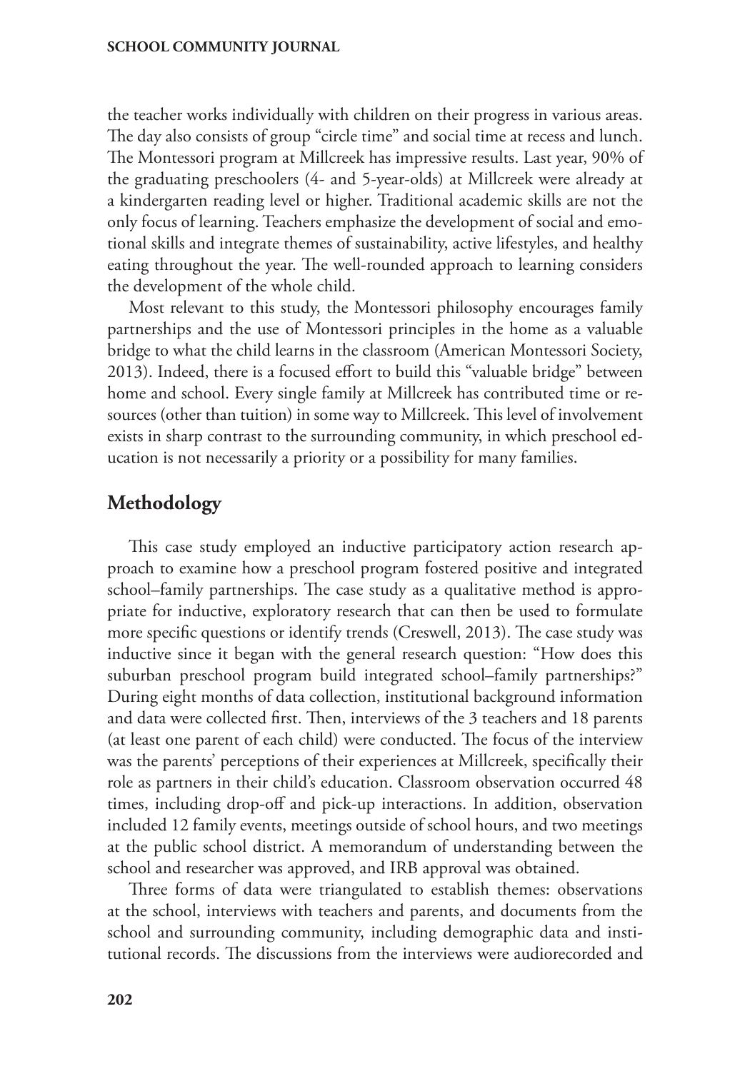the teacher works individually with children on their progress in various areas. The day also consists of group "circle time" and social time at recess and lunch. The Montessori program at Millcreek has impressive results. Last year, 90% of the graduating preschoolers (4- and 5-year-olds) at Millcreek were already at a kindergarten reading level or higher. Traditional academic skills are not the only focus of learning. Teachers emphasize the development of social and emotional skills and integrate themes of sustainability, active lifestyles, and healthy eating throughout the year. The well-rounded approach to learning considers the development of the whole child.

Most relevant to this study, the Montessori philosophy encourages family partnerships and the use of Montessori principles in the home as a valuable bridge to what the child learns in the classroom (American Montessori Society, 2013). Indeed, there is a focused effort to build this "valuable bridge" between home and school. Every single family at Millcreek has contributed time or resources (other than tuition) in some way to Millcreek. This level of involvement exists in sharp contrast to the surrounding community, in which preschool education is not necessarily a priority or a possibility for many families.

## Methodology

This case study employed an inductive participatory action research approach to examine how a preschool program fostered positive and integrated school–family partnerships. The case study as a qualitative method is appropriate for inductive, exploratory research that can then be used to formulate more specific questions or identify trends (Creswell, 2013). The case study was inductive since it began with the general research question: "How does this suburban preschool program build integrated school–family partnerships?" During eight months of data collection, institutional background information and data were collected first. Then, interviews of the 3 teachers and 18 parents (at least one parent of each child) were conducted. The focus of the interview was the parents' perceptions of their experiences at Millcreek, specifically their role as partners in their child's education. Classroom observation occurred 48 times, including drop-off and pick-up interactions. In addition, observation included 12 family events, meetings outside of school hours, and two meetings at the public school district. A memorandum of understanding between the school and researcher was approved, and IRB approval was obtained.

Three forms of data were triangulated to establish themes: observations at the school, interviews with teachers and parents, and documents from the school and surrounding community, including demographic data and institutional records. The discussions from the interviews were audiorecorded and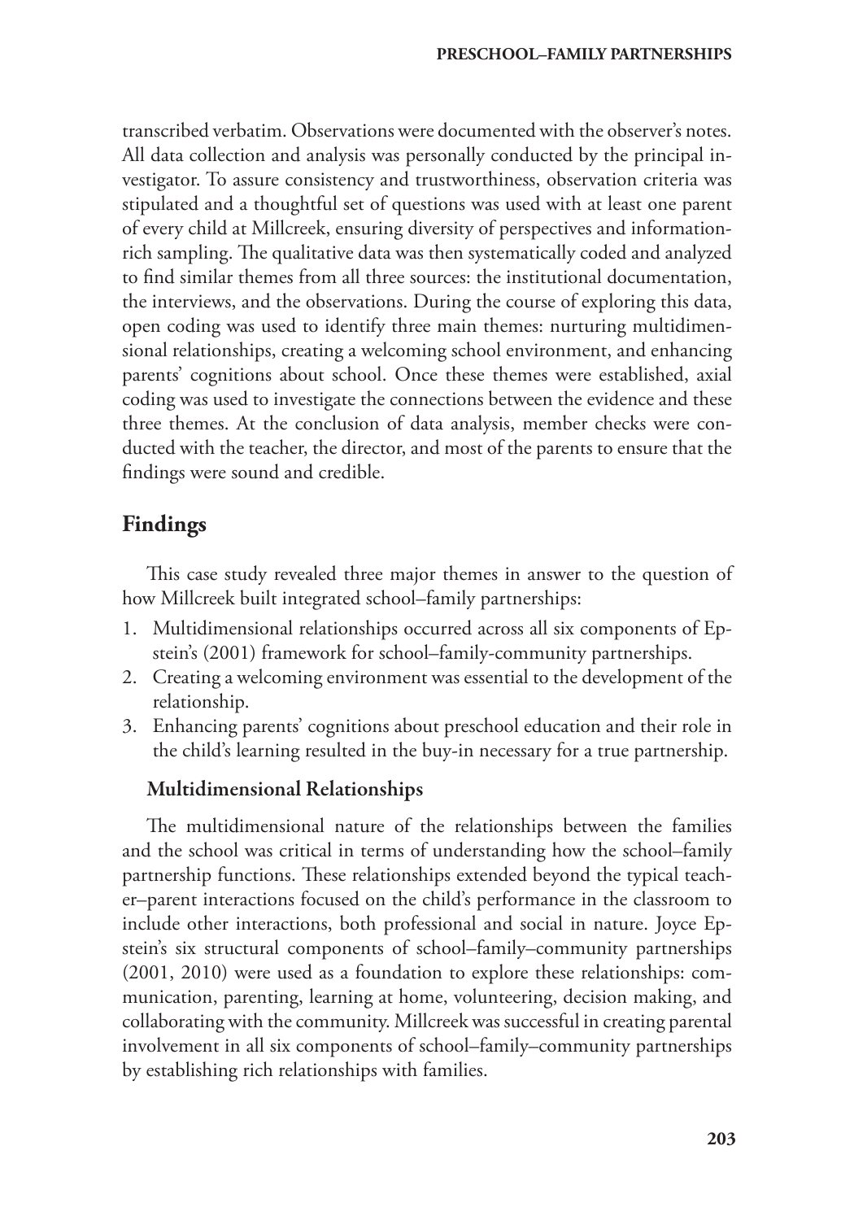transcribed verbatim. Observations were documented with the observer's notes. All data collection and analysis was personally conducted by the principal investigator. To assure consistency and trustworthiness, observation criteria was stipulated and a thoughtful set of questions was used with at least one parent of every child at Millcreek, ensuring diversity of perspectives and information-rich sampling. The qualitative data was then systematically coded and analyzed to find similar themes from all three sources: the institutional documentation, the interviews, and the observations. During the course of exploring this data, open coding was used to identify three main themes: nurturing multidimensional relationships, creating a welcoming school environment, and enhancing parents' cognitions about school. Once these themes were established, axial coding was used to investigate the connections between the evidence and these three themes. At the conclusion of data analysis, member checks were conducted with the teacher, the director, and most of the parents to ensure that the findings were sound and credible.

## Findings

This case study revealed three major themes in answer to the question of how Millcreek built integrated school–family partnerships:

1. Multidimensional relationships occurred across all six components of Epstein's (2001) framework for school–family-community partnerships.
2. Creating a welcoming environment was essential to the development of the relationship.
3. Enhancing parents' cognitions about preschool education and their role in the child's learning resulted in the buy-in necessary for a true partnership.

### Multidimensional Relationships

The multidimensional nature of the relationships between the families and the school was critical in terms of understanding how the school–family partnership functions. These relationships extended beyond the typical teacher–parent interactions focused on the child's performance in the classroom to include other interactions, both professional and social in nature. Joyce Epstein's six structural components of school–family–community partnerships (2001, 2010) were used as a foundation to explore these relationships: communication, parenting, learning at home, volunteering, decision making, and collaborating with the community. Millcreek was successful in creating parental involvement in all six components of school–family–community partnerships by establishing rich relationships with families.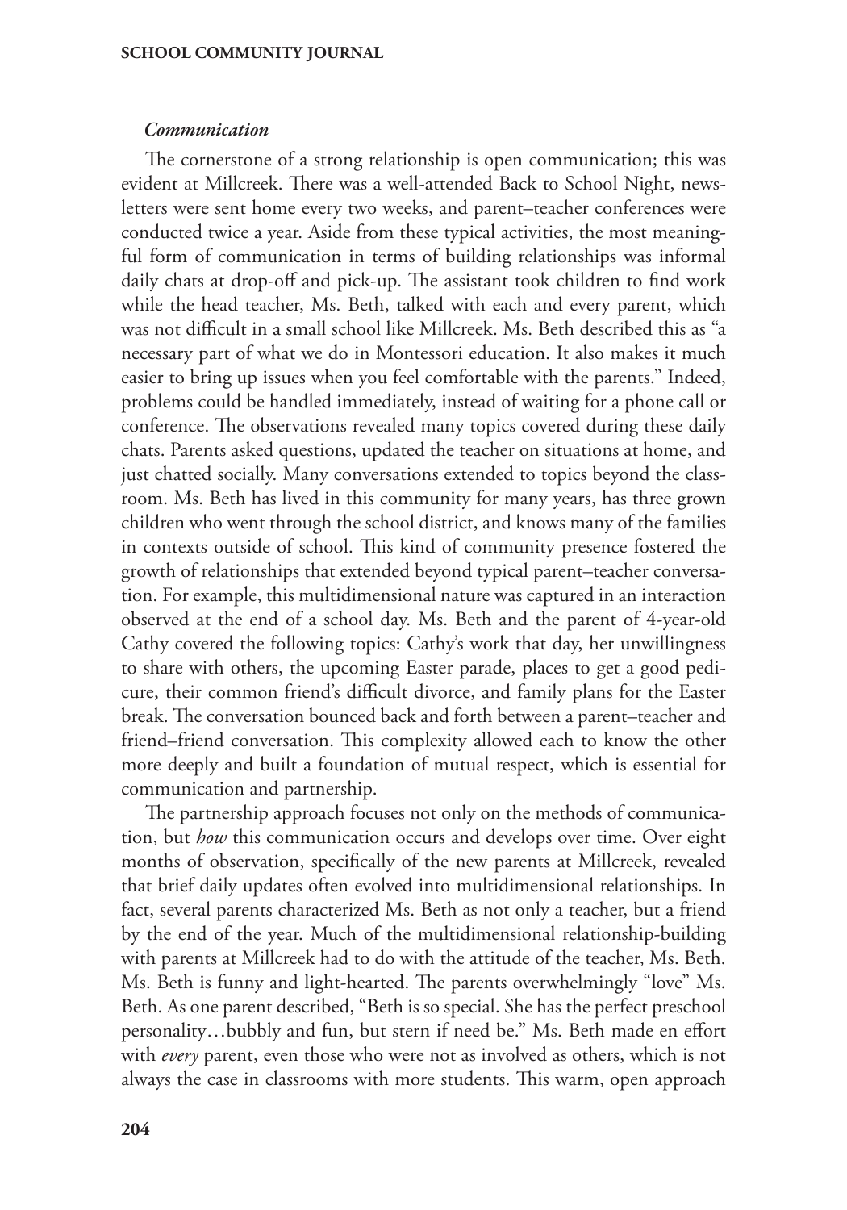### *Communication*

The cornerstone of a strong relationship is open communication; this was evident at Millcreek. There was a well-attended Back to School Night, newsletters were sent home every two weeks, and parent–teacher conferences were conducted twice a year. Aside from these typical activities, the most meaningful form of communication in terms of building relationships was informal daily chats at drop-off and pick-up. The assistant took children to find work while the head teacher, Ms. Beth, talked with each and every parent, which was not difficult in a small school like Millcreek. Ms. Beth described this as "a necessary part of what we do in Montessori education. It also makes it much easier to bring up issues when you feel comfortable with the parents." Indeed, problems could be handled immediately, instead of waiting for a phone call or conference. The observations revealed many topics covered during these daily chats. Parents asked questions, updated the teacher on situations at home, and just chatted socially. Many conversations extended to topics beyond the classroom. Ms. Beth has lived in this community for many years, has three grown children who went through the school district, and knows many of the families in contexts outside of school. This kind of community presence fostered the growth of relationships that extended beyond typical parent–teacher conversation. For example, this multidimensional nature was captured in an interaction observed at the end of a school day. Ms. Beth and the parent of 4-year-old Cathy covered the following topics: Cathy's work that day, her unwillingness to share with others, the upcoming Easter parade, places to get a good pedicure, their common friend's difficult divorce, and family plans for the Easter break. The conversation bounced back and forth between a parent–teacher and friend–friend conversation. This complexity allowed each to know the other more deeply and built a foundation of mutual respect, which is essential for communication and partnership.

The partnership approach focuses not only on the methods of communication, but *how* this communication occurs and develops over time. Over eight months of observation, specifically of the new parents at Millcreek, revealed that brief daily updates often evolved into multidimensional relationships. In fact, several parents characterized Ms. Beth as not only a teacher, but a friend by the end of the year. Much of the multidimensional relationship-building with parents at Millcreek had to do with the attitude of the teacher, Ms. Beth. Ms. Beth is funny and light-hearted. The parents overwhelmingly "love" Ms. Beth. As one parent described, "Beth is so special. She has the perfect preschool personality…bubbly and fun, but stern if need be." Ms. Beth made en effort with *every* parent, even those who were not as involved as others, which is not always the case in classrooms with more students. This warm, open approach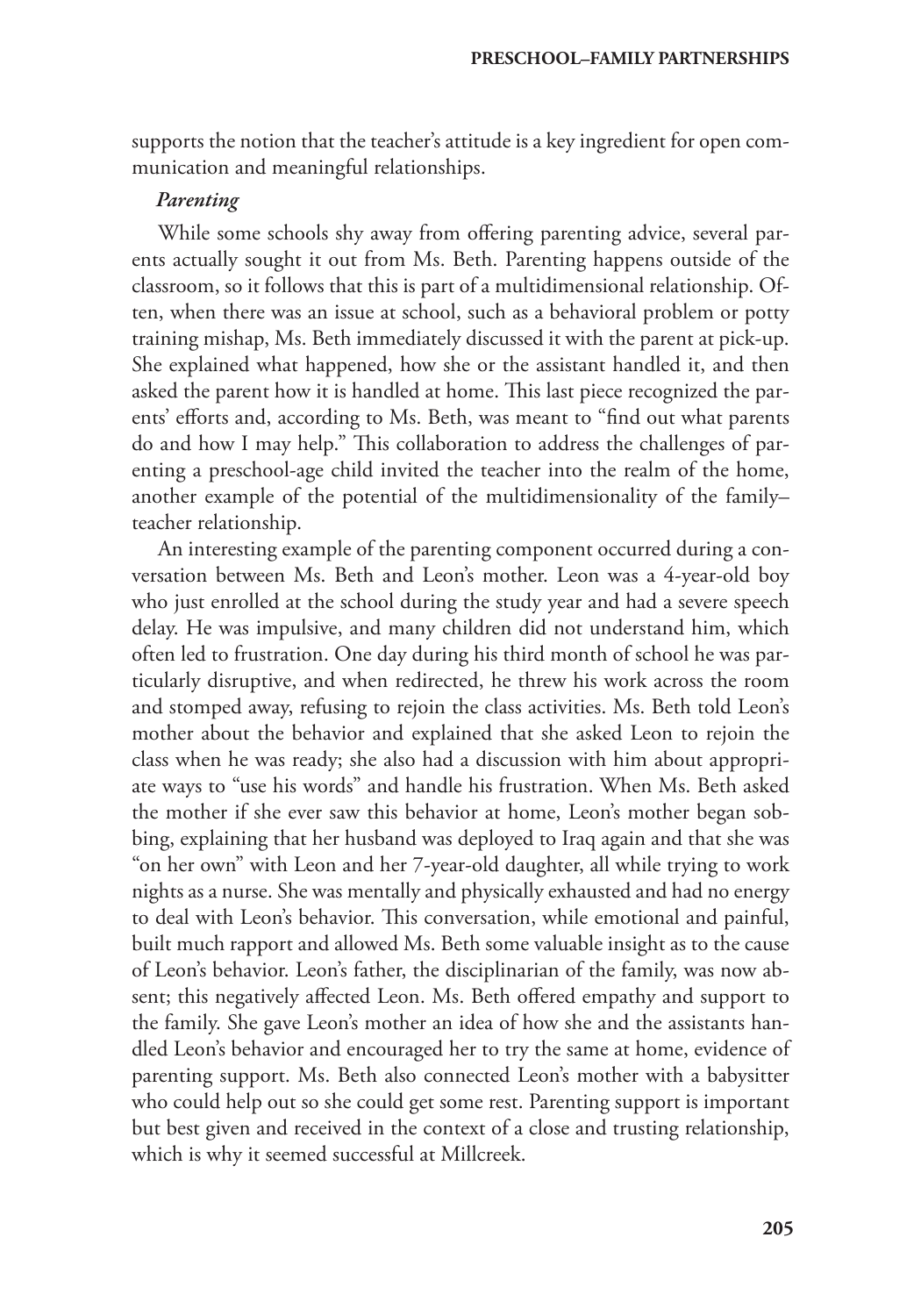supports the notion that the teacher's attitude is a key ingredient for open communication and meaningful relationships.

### *Parenting*

While some schools shy away from offering parenting advice, several parents actually sought it out from Ms. Beth. Parenting happens outside of the classroom, so it follows that this is part of a multidimensional relationship. Often, when there was an issue at school, such as a behavioral problem or potty training mishap, Ms. Beth immediately discussed it with the parent at pick-up. She explained what happened, how she or the assistant handled it, and then asked the parent how it is handled at home. This last piece recognized the parents' efforts and, according to Ms. Beth, was meant to "find out what parents do and how I may help." This collaboration to address the challenges of parenting a preschool-age child invited the teacher into the realm of the home, another example of the potential of the multidimensionality of the family–teacher relationship.

An interesting example of the parenting component occurred during a conversation between Ms. Beth and Leon's mother. Leon was a 4-year-old boy who just enrolled at the school during the study year and had a severe speech delay. He was impulsive, and many children did not understand him, which often led to frustration. One day during his third month of school he was particularly disruptive, and when redirected, he threw his work across the room and stomped away, refusing to rejoin the class activities. Ms. Beth told Leon's mother about the behavior and explained that she asked Leon to rejoin the class when he was ready; she also had a discussion with him about appropriate ways to "use his words" and handle his frustration. When Ms. Beth asked the mother if she ever saw this behavior at home, Leon's mother began sobbing, explaining that her husband was deployed to Iraq again and that she was "on her own" with Leon and her 7-year-old daughter, all while trying to work nights as a nurse. She was mentally and physically exhausted and had no energy to deal with Leon's behavior. This conversation, while emotional and painful, built much rapport and allowed Ms. Beth some valuable insight as to the cause of Leon's behavior. Leon's father, the disciplinarian of the family, was now absent; this negatively affected Leon. Ms. Beth offered empathy and support to the family. She gave Leon's mother an idea of how she and the assistants handled Leon's behavior and encouraged her to try the same at home, evidence of parenting support. Ms. Beth also connected Leon's mother with a babysitter who could help out so she could get some rest. Parenting support is important but best given and received in the context of a close and trusting relationship, which is why it seemed successful at Millcreek.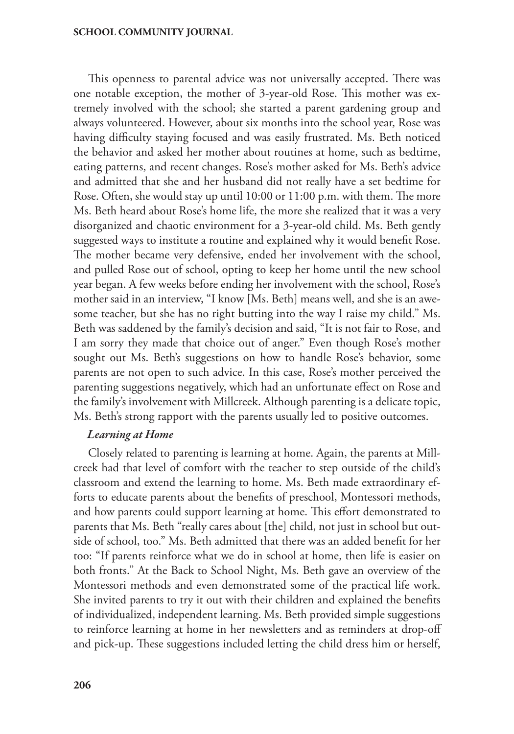This openness to parental advice was not universally accepted. There was one notable exception, the mother of 3-year-old Rose. This mother was extremely involved with the school; she started a parent gardening group and always volunteered. However, about six months into the school year, Rose was having difficulty staying focused and was easily frustrated. Ms. Beth noticed the behavior and asked her mother about routines at home, such as bedtime, eating patterns, and recent changes. Rose's mother asked for Ms. Beth's advice and admitted that she and her husband did not really have a set bedtime for Rose. Often, she would stay up until 10:00 or 11:00 p.m. with them. The more Ms. Beth heard about Rose's home life, the more she realized that it was a very disorganized and chaotic environment for a 3-year-old child. Ms. Beth gently suggested ways to institute a routine and explained why it would benefit Rose. The mother became very defensive, ended her involvement with the school, and pulled Rose out of school, opting to keep her home until the new school year began. A few weeks before ending her involvement with the school, Rose's mother said in an interview, "I know [Ms. Beth] means well, and she is an awesome teacher, but she has no right butting into the way I raise my child." Ms. Beth was saddened by the family's decision and said, "It is not fair to Rose, and I am sorry they made that choice out of anger." Even though Rose's mother sought out Ms. Beth's suggestions on how to handle Rose's behavior, some parents are not open to such advice. In this case, Rose's mother perceived the parenting suggestions negatively, which had an unfortunate effect on Rose and the family's involvement with Millcreek. Although parenting is a delicate topic, Ms. Beth's strong rapport with the parents usually led to positive outcomes.

#### *Learning at Home*

Closely related to parenting is learning at home. Again, the parents at Millcreek had that level of comfort with the teacher to step outside of the child's classroom and extend the learning to home. Ms. Beth made extraordinary efforts to educate parents about the benefits of preschool, Montessori methods, and how parents could support learning at home. This effort demonstrated to parents that Ms. Beth "really cares about [the] child, not just in school but outside of school, too." Ms. Beth admitted that there was an added benefit for her too: "If parents reinforce what we do in school at home, then life is easier on both fronts." At the Back to School Night, Ms. Beth gave an overview of the Montessori methods and even demonstrated some of the practical life work. She invited parents to try it out with their children and explained the benefits of individualized, independent learning. Ms. Beth provided simple suggestions to reinforce learning at home in her newsletters and as reminders at drop-off and pick-up. These suggestions included letting the child dress him or herself,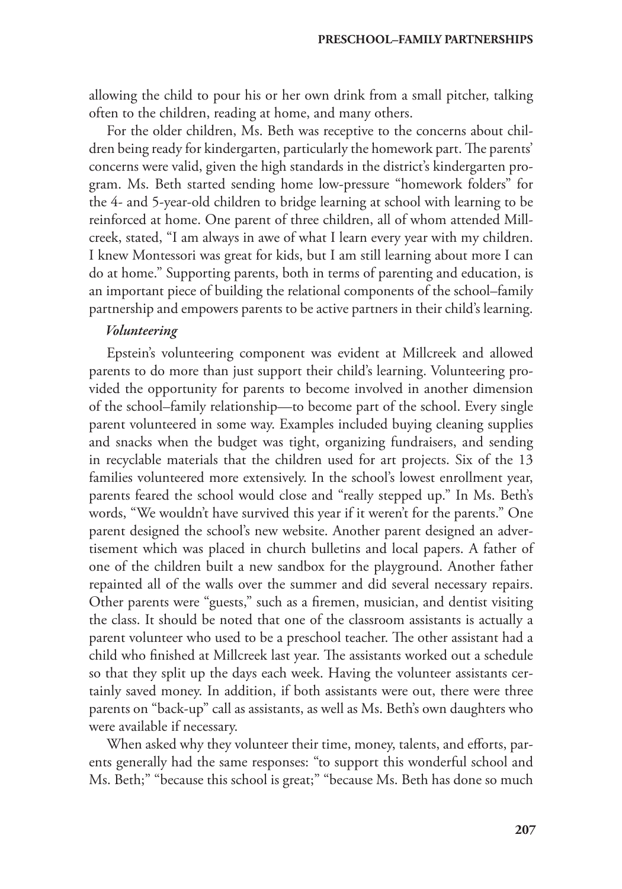allowing the child to pour his or her own drink from a small pitcher, talking often to the children, reading at home, and many others.

For the older children, Ms. Beth was receptive to the concerns about children being ready for kindergarten, particularly the homework part. The parents' concerns were valid, given the high standards in the district's kindergarten program. Ms. Beth started sending home low-pressure "homework folders" for the 4- and 5-year-old children to bridge learning at school with learning to be reinforced at home. One parent of three children, all of whom attended Millcreek, stated, "I am always in awe of what I learn every year with my children. I knew Montessori was great for kids, but I am still learning about more I can do at home." Supporting parents, both in terms of parenting and education, is an important piece of building the relational components of the school–family partnership and empowers parents to be active partners in their child's learning.

### *Volunteering*

Epstein's volunteering component was evident at Millcreek and allowed parents to do more than just support their child's learning. Volunteering provided the opportunity for parents to become involved in another dimension of the school–family relationship—to become part of the school. Every single parent volunteered in some way. Examples included buying cleaning supplies and snacks when the budget was tight, organizing fundraisers, and sending in recyclable materials that the children used for art projects. Six of the 13 families volunteered more extensively. In the school's lowest enrollment year, parents feared the school would close and "really stepped up." In Ms. Beth's words, "We wouldn't have survived this year if it weren't for the parents." One parent designed the school's new website. Another parent designed an advertisement which was placed in church bulletins and local papers. A father of one of the children built a new sandbox for the playground. Another father repainted all of the walls over the summer and did several necessary repairs. Other parents were "guests," such as a firemen, musician, and dentist visiting the class. It should be noted that one of the classroom assistants is actually a parent volunteer who used to be a preschool teacher. The other assistant had a child who finished at Millcreek last year. The assistants worked out a schedule so that they split up the days each week. Having the volunteer assistants certainly saved money. In addition, if both assistants were out, there were three parents on "back-up" call as assistants, as well as Ms. Beth's own daughters who were available if necessary.

When asked why they volunteer their time, money, talents, and efforts, parents generally had the same responses: "to support this wonderful school and Ms. Beth;" "because this school is great;" "because Ms. Beth has done so much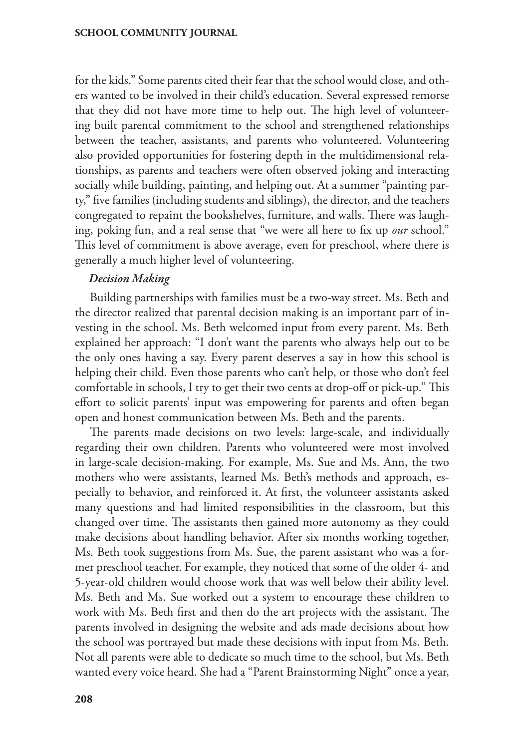for the kids." Some parents cited their fear that the school would close, and others wanted to be involved in their child's education. Several expressed remorse that they did not have more time to help out. The high level of volunteering built parental commitment to the school and strengthened relationships between the teacher, assistants, and parents who volunteered. Volunteering also provided opportunities for fostering depth in the multidimensional relationships, as parents and teachers were often observed joking and interacting socially while building, painting, and helping out. At a summer "painting party," five families (including students and siblings), the director, and the teachers congregated to repaint the bookshelves, furniture, and walls. There was laughing, poking fun, and a real sense that "we were all here to fix up *our* school." This level of commitment is above average, even for preschool, where there is generally a much higher level of volunteering.

#### *Decision Making*

Building partnerships with families must be a two-way street. Ms. Beth and the director realized that parental decision making is an important part of investing in the school. Ms. Beth welcomed input from every parent. Ms. Beth explained her approach: "I don't want the parents who always help out to be the only ones having a say. Every parent deserves a say in how this school is helping their child. Even those parents who can't help, or those who don't feel comfortable in schools, I try to get their two cents at drop-off or pick-up." This effort to solicit parents' input was empowering for parents and often began open and honest communication between Ms. Beth and the parents.

The parents made decisions on two levels: large-scale, and individually regarding their own children. Parents who volunteered were most involved in large-scale decision-making. For example, Ms. Sue and Ms. Ann, the two mothers who were assistants, learned Ms. Beth's methods and approach, especially to behavior, and reinforced it. At first, the volunteer assistants asked many questions and had limited responsibilities in the classroom, but this changed over time. The assistants then gained more autonomy as they could make decisions about handling behavior. After six months working together, Ms. Beth took suggestions from Ms. Sue, the parent assistant who was a former preschool teacher. For example, they noticed that some of the older 4- and 5-year-old children would choose work that was well below their ability level. Ms. Beth and Ms. Sue worked out a system to encourage these children to work with Ms. Beth first and then do the art projects with the assistant. The parents involved in designing the website and ads made decisions about how the school was portrayed but made these decisions with input from Ms. Beth. Not all parents were able to dedicate so much time to the school, but Ms. Beth wanted every voice heard. She had a "Parent Brainstorming Night" once a year,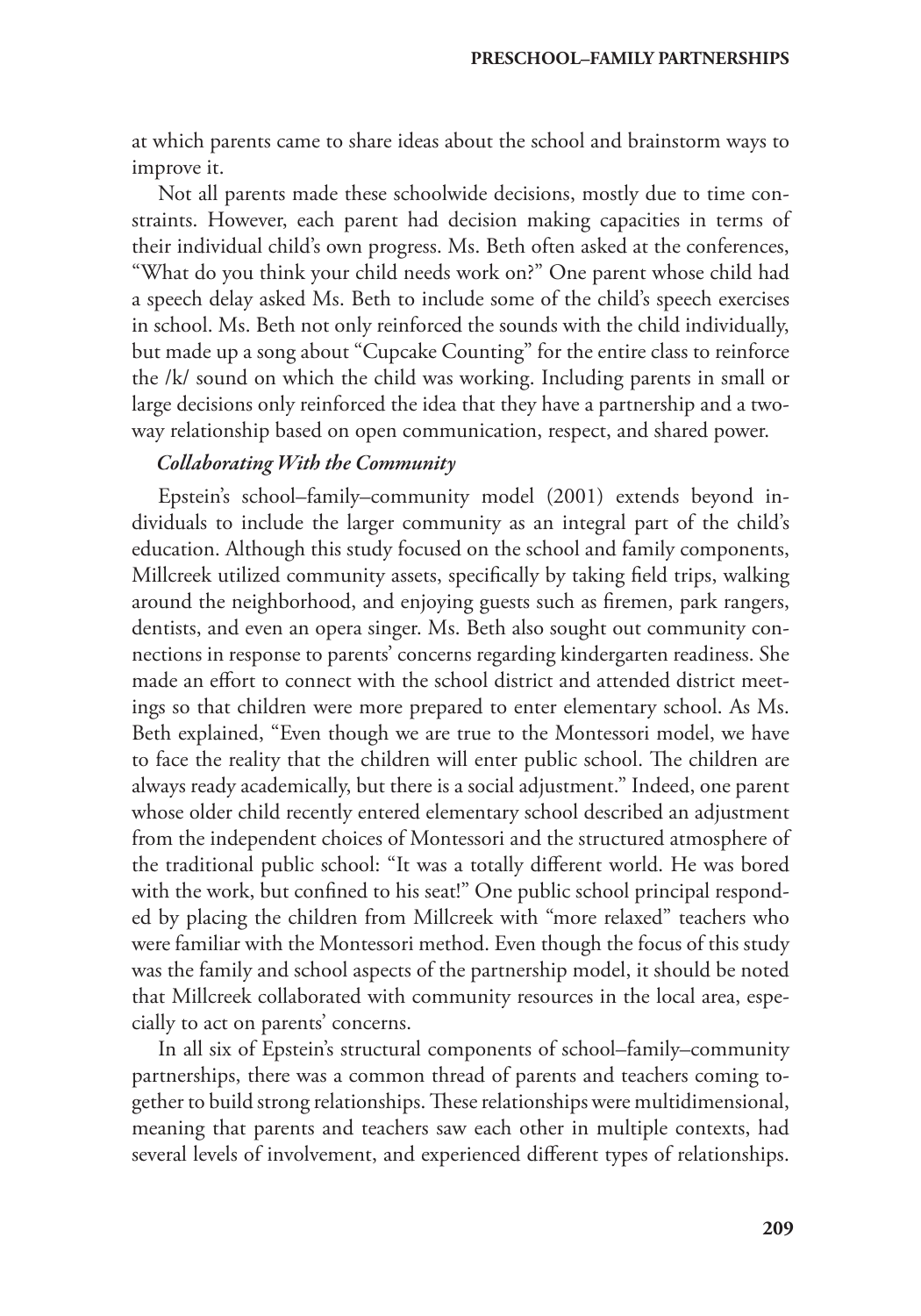at which parents came to share ideas about the school and brainstorm ways to improve it.

Not all parents made these schoolwide decisions, mostly due to time constraints. However, each parent had decision making capacities in terms of their individual child's own progress. Ms. Beth often asked at the conferences, "What do you think your child needs work on?" One parent whose child had a speech delay asked Ms. Beth to include some of the child's speech exercises in school. Ms. Beth not only reinforced the sounds with the child individually, but made up a song about "Cupcake Counting" for the entire class to reinforce the /k/ sound on which the child was working. Including parents in small or large decisions only reinforced the idea that they have a partnership and a two-way relationship based on open communication, respect, and shared power.

***Collaborating With the Community***

Epstein's school–family–community model (2001) extends beyond individuals to include the larger community as an integral part of the child's education. Although this study focused on the school and family components, Millcreek utilized community assets, specifically by taking field trips, walking around the neighborhood, and enjoying guests such as firemen, park rangers, dentists, and even an opera singer. Ms. Beth also sought out community connections in response to parents' concerns regarding kindergarten readiness. She made an effort to connect with the school district and attended district meetings so that children were more prepared to enter elementary school. As Ms. Beth explained, "Even though we are true to the Montessori model, we have to face the reality that the children will enter public school. The children are always ready academically, but there is a social adjustment." Indeed, one parent whose older child recently entered elementary school described an adjustment from the independent choices of Montessori and the structured atmosphere of the traditional public school: "It was a totally different world. He was bored with the work, but confined to his seat!" One public school principal responded by placing the children from Millcreek with "more relaxed" teachers who were familiar with the Montessori method. Even though the focus of this study was the family and school aspects of the partnership model, it should be noted that Millcreek collaborated with community resources in the local area, especially to act on parents' concerns.

In all six of Epstein's structural components of school–family–community partnerships, there was a common thread of parents and teachers coming together to build strong relationships. These relationships were multidimensional, meaning that parents and teachers saw each other in multiple contexts, had several levels of involvement, and experienced different types of relationships.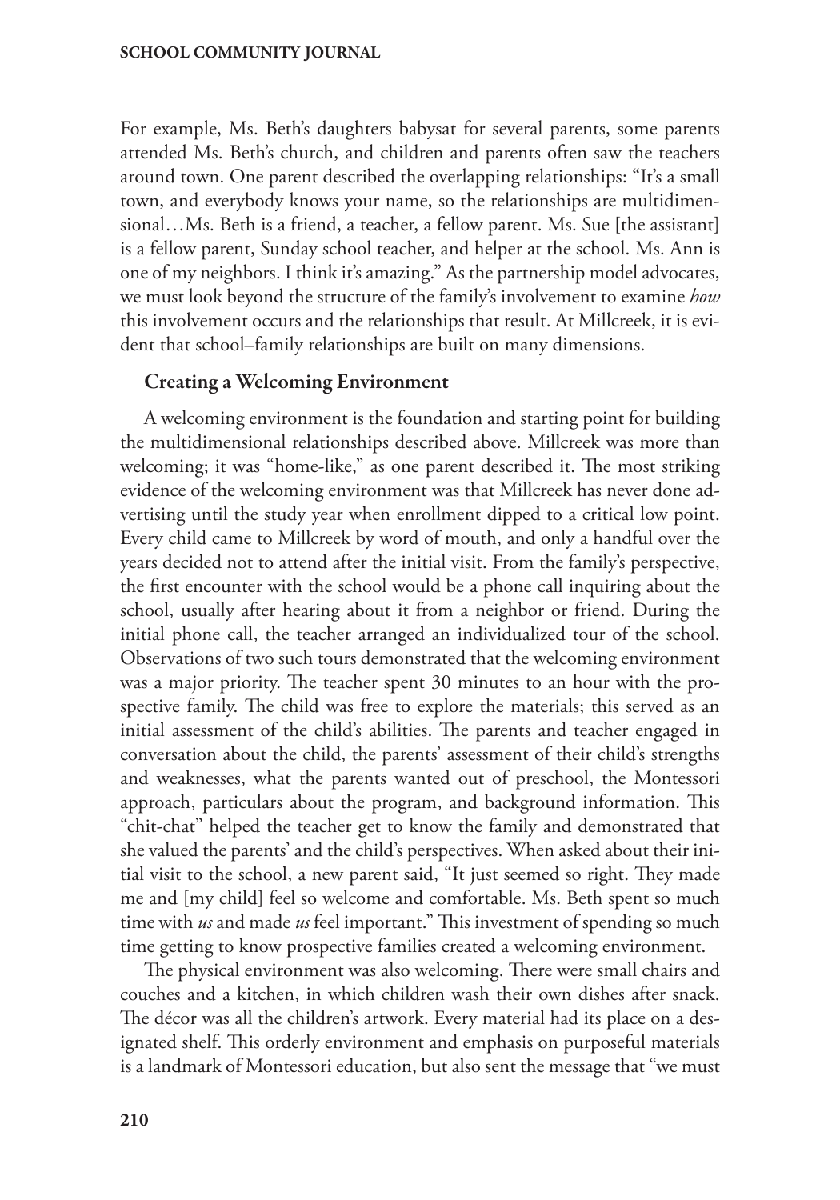For example, Ms. Beth's daughters babysat for several parents, some parents attended Ms. Beth's church, and children and parents often saw the teachers around town. One parent described the overlapping relationships: "It's a small town, and everybody knows your name, so the relationships are multidimensional…Ms. Beth is a friend, a teacher, a fellow parent. Ms. Sue [the assistant] is a fellow parent, Sunday school teacher, and helper at the school. Ms. Ann is one of my neighbors. I think it's amazing." As the partnership model advocates, we must look beyond the structure of the family's involvement to examine *how* this involvement occurs and the relationships that result. At Millcreek, it is evident that school–family relationships are built on many dimensions.

### Creating a Welcoming Environment

A welcoming environment is the foundation and starting point for building the multidimensional relationships described above. Millcreek was more than welcoming; it was "home-like," as one parent described it. The most striking evidence of the welcoming environment was that Millcreek has never done advertising until the study year when enrollment dipped to a critical low point. Every child came to Millcreek by word of mouth, and only a handful over the years decided not to attend after the initial visit. From the family's perspective, the first encounter with the school would be a phone call inquiring about the school, usually after hearing about it from a neighbor or friend. During the initial phone call, the teacher arranged an individualized tour of the school. Observations of two such tours demonstrated that the welcoming environment was a major priority. The teacher spent 30 minutes to an hour with the prospective family. The child was free to explore the materials; this served as an initial assessment of the child's abilities. The parents and teacher engaged in conversation about the child, the parents' assessment of their child's strengths and weaknesses, what the parents wanted out of preschool, the Montessori approach, particulars about the program, and background information. This "chit-chat" helped the teacher get to know the family and demonstrated that she valued the parents' and the child's perspectives. When asked about their initial visit to the school, a new parent said, "It just seemed so right. They made me and [my child] feel so welcome and comfortable. Ms. Beth spent so much time with *us* and made *us* feel important." This investment of spending so much time getting to know prospective families created a welcoming environment.

The physical environment was also welcoming. There were small chairs and couches and a kitchen, in which children wash their own dishes after snack. The décor was all the children's artwork. Every material had its place on a designated shelf. This orderly environment and emphasis on purposeful materials is a landmark of Montessori education, but also sent the message that "we must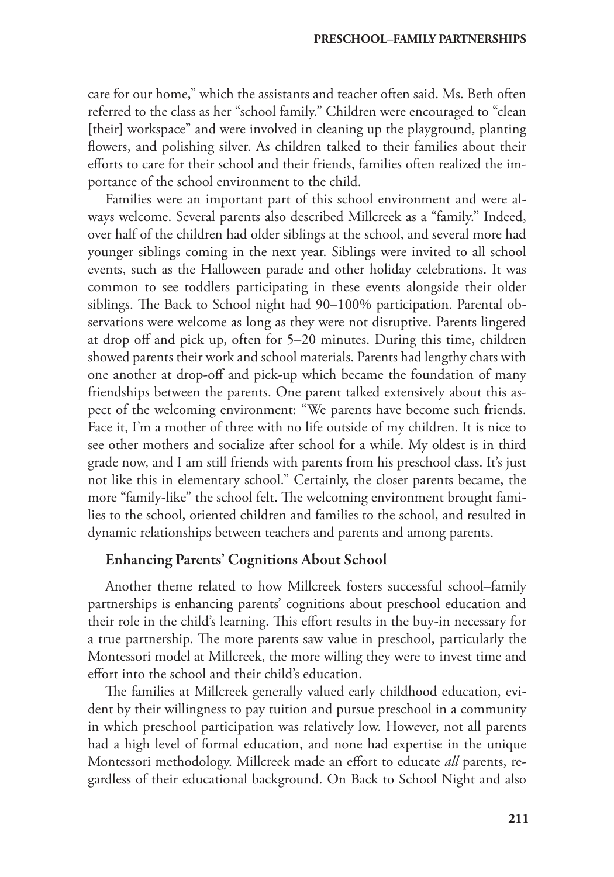care for our home," which the assistants and teacher often said. Ms. Beth often referred to the class as her "school family." Children were encouraged to "clean [their] workspace" and were involved in cleaning up the playground, planting flowers, and polishing silver. As children talked to their families about their efforts to care for their school and their friends, families often realized the importance of the school environment to the child.

Families were an important part of this school environment and were always welcome. Several parents also described Millcreek as a "family." Indeed, over half of the children had older siblings at the school, and several more had younger siblings coming in the next year. Siblings were invited to all school events, such as the Halloween parade and other holiday celebrations. It was common to see toddlers participating in these events alongside their older siblings. The Back to School night had 90–100% participation. Parental observations were welcome as long as they were not disruptive. Parents lingered at drop off and pick up, often for 5–20 minutes. During this time, children showed parents their work and school materials. Parents had lengthy chats with one another at drop-off and pick-up which became the foundation of many friendships between the parents. One parent talked extensively about this aspect of the welcoming environment: "We parents have become such friends. Face it, I'm a mother of three with no life outside of my children. It is nice to see other mothers and socialize after school for a while. My oldest is in third grade now, and I am still friends with parents from his preschool class. It's just not like this in elementary school." Certainly, the closer parents became, the more "family-like" the school felt. The welcoming environment brought families to the school, oriented children and families to the school, and resulted in dynamic relationships between teachers and parents and among parents.

### Enhancing Parents' Cognitions About School

Another theme related to how Millcreek fosters successful school–family partnerships is enhancing parents' cognitions about preschool education and their role in the child's learning. This effort results in the buy-in necessary for a true partnership. The more parents saw value in preschool, particularly the Montessori model at Millcreek, the more willing they were to invest time and effort into the school and their child's education.

The families at Millcreek generally valued early childhood education, evident by their willingness to pay tuition and pursue preschool in a community in which preschool participation was relatively low. However, not all parents had a high level of formal education, and none had expertise in the unique Montessori methodology. Millcreek made an effort to educate *all* parents, regardless of their educational background. On Back to School Night and also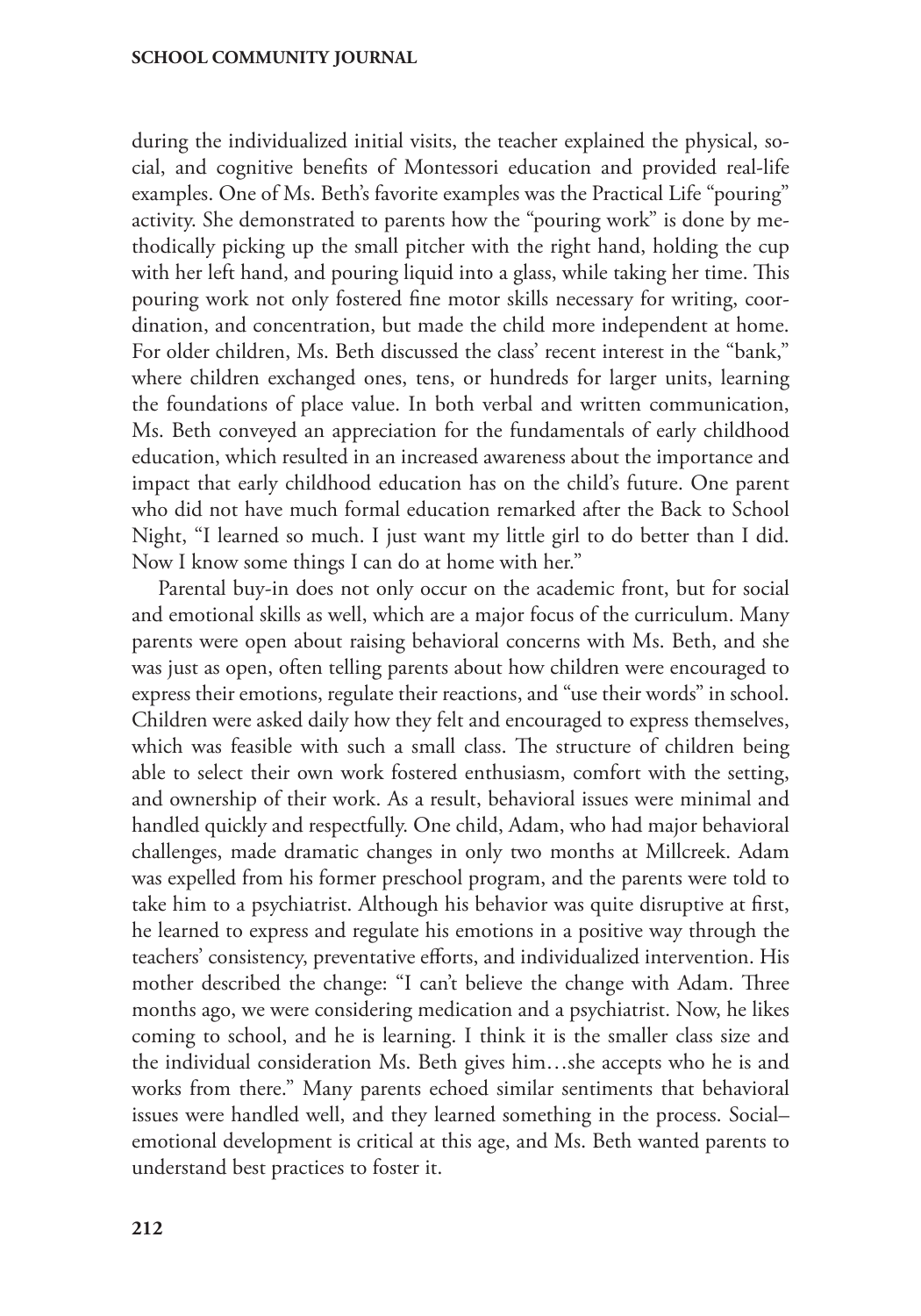during the individualized initial visits, the teacher explained the physical, social, and cognitive benefits of Montessori education and provided real-life examples. One of Ms. Beth's favorite examples was the Practical Life "pouring" activity. She demonstrated to parents how the "pouring work" is done by methodically picking up the small pitcher with the right hand, holding the cup with her left hand, and pouring liquid into a glass, while taking her time. This pouring work not only fostered fine motor skills necessary for writing, coordination, and concentration, but made the child more independent at home. For older children, Ms. Beth discussed the class' recent interest in the "bank," where children exchanged ones, tens, or hundreds for larger units, learning the foundations of place value. In both verbal and written communication, Ms. Beth conveyed an appreciation for the fundamentals of early childhood education, which resulted in an increased awareness about the importance and impact that early childhood education has on the child's future. One parent who did not have much formal education remarked after the Back to School Night, "I learned so much. I just want my little girl to do better than I did. Now I know some things I can do at home with her."

Parental buy-in does not only occur on the academic front, but for social and emotional skills as well, which are a major focus of the curriculum. Many parents were open about raising behavioral concerns with Ms. Beth, and she was just as open, often telling parents about how children were encouraged to express their emotions, regulate their reactions, and "use their words" in school. Children were asked daily how they felt and encouraged to express themselves, which was feasible with such a small class. The structure of children being able to select their own work fostered enthusiasm, comfort with the setting, and ownership of their work. As a result, behavioral issues were minimal and handled quickly and respectfully. One child, Adam, who had major behavioral challenges, made dramatic changes in only two months at Millcreek. Adam was expelled from his former preschool program, and the parents were told to take him to a psychiatrist. Although his behavior was quite disruptive at first, he learned to express and regulate his emotions in a positive way through the teachers' consistency, preventative efforts, and individualized intervention. His mother described the change: "I can't believe the change with Adam. Three months ago, we were considering medication and a psychiatrist. Now, he likes coming to school, and he is learning. I think it is the smaller class size and the individual consideration Ms. Beth gives him…she accepts who he is and works from there." Many parents echoed similar sentiments that behavioral issues were handled well, and they learned something in the process. Social–emotional development is critical at this age, and Ms. Beth wanted parents to understand best practices to foster it.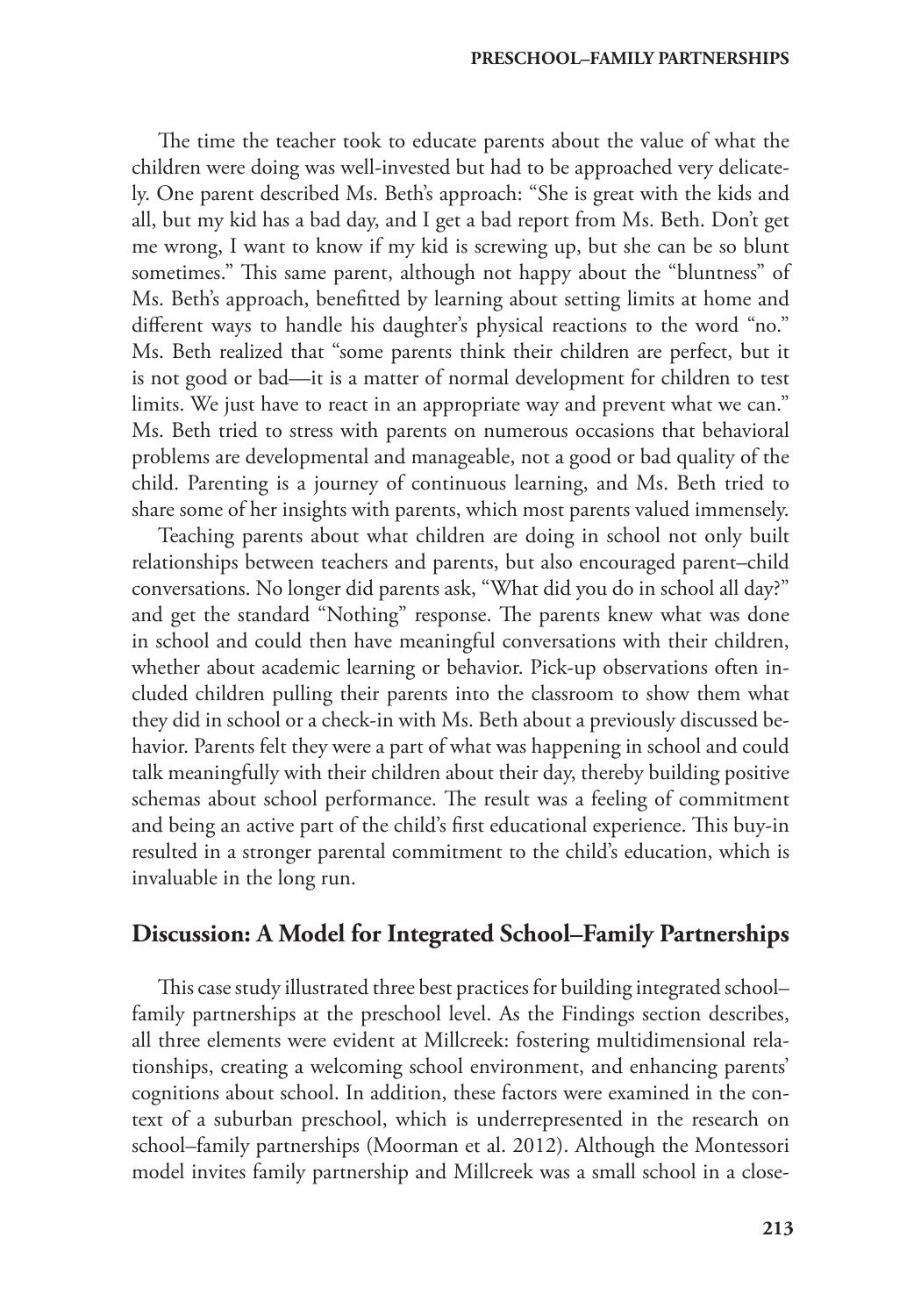The time the teacher took to educate parents about the value of what the children were doing was well-invested but had to be approached very delicately. One parent described Ms. Beth's approach: "She is great with the kids and all, but my kid has a bad day, and I get a bad report from Ms. Beth. Don't get me wrong, I want to know if my kid is screwing up, but she can be so blunt sometimes." This same parent, although not happy about the "bluntness" of Ms. Beth's approach, benefitted by learning about setting limits at home and different ways to handle his daughter's physical reactions to the word "no." Ms. Beth realized that "some parents think their children are perfect, but it is not good or bad—it is a matter of normal development for children to test limits. We just have to react in an appropriate way and prevent what we can." Ms. Beth tried to stress with parents on numerous occasions that behavioral problems are developmental and manageable, not a good or bad quality of the child. Parenting is a journey of continuous learning, and Ms. Beth tried to share some of her insights with parents, which most parents valued immensely.

Teaching parents about what children are doing in school not only built relationships between teachers and parents, but also encouraged parent–child conversations. No longer did parents ask, "What did you do in school all day?" and get the standard "Nothing" response. The parents knew what was done in school and could then have meaningful conversations with their children, whether about academic learning or behavior. Pick-up observations often included children pulling their parents into the classroom to show them what they did in school or a check-in with Ms. Beth about a previously discussed behavior. Parents felt they were a part of what was happening in school and could talk meaningfully with their children about their day, thereby building positive schemas about school performance. The result was a feeling of commitment and being an active part of the child's first educational experience. This buy-in resulted in a stronger parental commitment to the child's education, which is invaluable in the long run.

## Discussion: A Model for Integrated School–Family Partnerships

This case study illustrated three best practices for building integrated school–family partnerships at the preschool level. As the Findings section describes, all three elements were evident at Millcreek: fostering multidimensional relationships, creating a welcoming school environment, and enhancing parents' cognitions about school. In addition, these factors were examined in the context of a suburban preschool, which is underrepresented in the research on school–family partnerships (Moorman et al. 2012). Although the Montessori model invites family partnership and Millcreek was a small school in a close-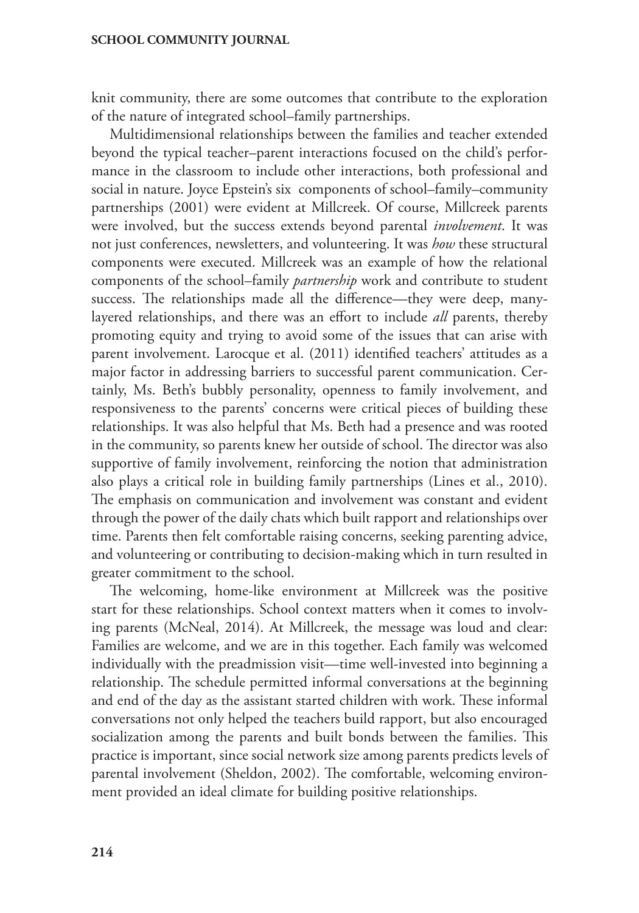knit community, there are some outcomes that contribute to the exploration of the nature of integrated school–family partnerships.

Multidimensional relationships between the families and teacher extended beyond the typical teacher–parent interactions focused on the child's performance in the classroom to include other interactions, both professional and social in nature. Joyce Epstein's six components of school–family–community partnerships (2001) were evident at Millcreek. Of course, Millcreek parents were involved, but the success extends beyond parental *involvement*. It was not just conferences, newsletters, and volunteering. It was *how* these structural components were executed. Millcreek was an example of how the relational components of the school–family *partnership* work and contribute to student success. The relationships made all the difference—they were deep, many-layered relationships, and there was an effort to include *all* parents, thereby promoting equity and trying to avoid some of the issues that can arise with parent involvement. Larocque et al. (2011) identified teachers' attitudes as a major factor in addressing barriers to successful parent communication. Certainly, Ms. Beth's bubbly personality, openness to family involvement, and responsiveness to the parents' concerns were critical pieces of building these relationships. It was also helpful that Ms. Beth had a presence and was rooted in the community, so parents knew her outside of school. The director was also supportive of family involvement, reinforcing the notion that administration also plays a critical role in building family partnerships (Lines et al., 2010). The emphasis on communication and involvement was constant and evident through the power of the daily chats which built rapport and relationships over time. Parents then felt comfortable raising concerns, seeking parenting advice, and volunteering or contributing to decision-making which in turn resulted in greater commitment to the school.

The welcoming, home-like environment at Millcreek was the positive start for these relationships. School context matters when it comes to involving parents (McNeal, 2014). At Millcreek, the message was loud and clear: Families are welcome, and we are in this together. Each family was welcomed individually with the preadmission visit—time well-invested into beginning a relationship. The schedule permitted informal conversations at the beginning and end of the day as the assistant started children with work. These informal conversations not only helped the teachers build rapport, but also encouraged socialization among the parents and built bonds between the families. This practice is important, since social network size among parents predicts levels of parental involvement (Sheldon, 2002). The comfortable, welcoming environment provided an ideal climate for building positive relationships.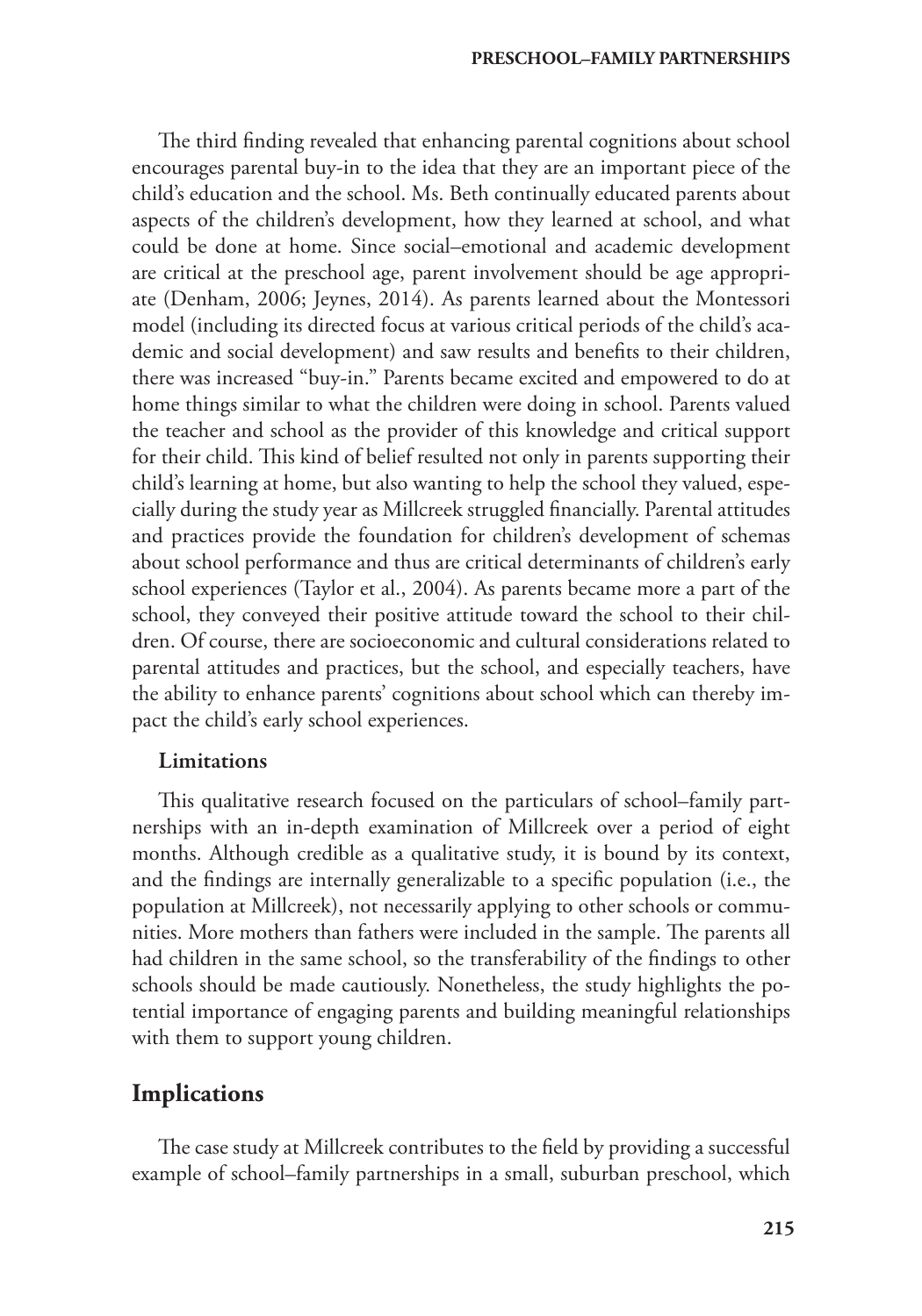The third finding revealed that enhancing parental cognitions about school encourages parental buy-in to the idea that they are an important piece of the child's education and the school. Ms. Beth continually educated parents about aspects of the children's development, how they learned at school, and what could be done at home. Since social–emotional and academic development are critical at the preschool age, parent involvement should be age appropriate (Denham, 2006; Jeynes, 2014). As parents learned about the Montessori model (including its directed focus at various critical periods of the child's academic and social development) and saw results and benefits to their children, there was increased "buy-in." Parents became excited and empowered to do at home things similar to what the children were doing in school. Parents valued the teacher and school as the provider of this knowledge and critical support for their child. This kind of belief resulted not only in parents supporting their child's learning at home, but also wanting to help the school they valued, especially during the study year as Millcreek struggled financially. Parental attitudes and practices provide the foundation for children's development of schemas about school performance and thus are critical determinants of children's early school experiences (Taylor et al., 2004). As parents became more a part of the school, they conveyed their positive attitude toward the school to their children. Of course, there are socioeconomic and cultural considerations related to parental attitudes and practices, but the school, and especially teachers, have the ability to enhance parents' cognitions about school which can thereby impact the child's early school experiences.

### Limitations

This qualitative research focused on the particulars of school–family partnerships with an in-depth examination of Millcreek over a period of eight months. Although credible as a qualitative study, it is bound by its context, and the findings are internally generalizable to a specific population (i.e., the population at Millcreek), not necessarily applying to other schools or communities. More mothers than fathers were included in the sample. The parents all had children in the same school, so the transferability of the findings to other schools should be made cautiously. Nonetheless, the study highlights the potential importance of engaging parents and building meaningful relationships with them to support young children.

## Implications

The case study at Millcreek contributes to the field by providing a successful example of school–family partnerships in a small, suburban preschool, which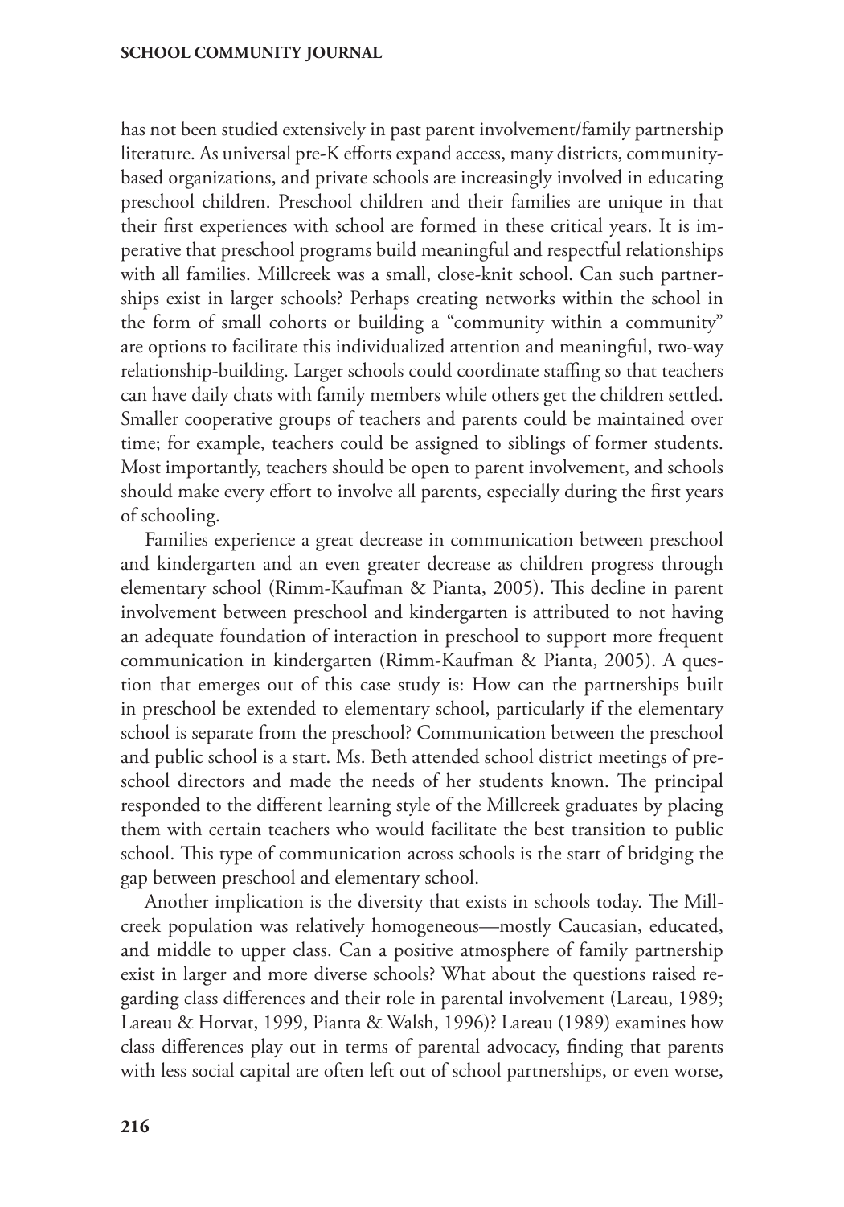has not been studied extensively in past parent involvement/family partnership literature. As universal pre-K efforts expand access, many districts, community-based organizations, and private schools are increasingly involved in educating preschool children. Preschool children and their families are unique in that their first experiences with school are formed in these critical years. It is imperative that preschool programs build meaningful and respectful relationships with all families. Millcreek was a small, close-knit school. Can such partnerships exist in larger schools? Perhaps creating networks within the school in the form of small cohorts or building a "community within a community" are options to facilitate this individualized attention and meaningful, two-way relationship-building. Larger schools could coordinate staffing so that teachers can have daily chats with family members while others get the children settled. Smaller cooperative groups of teachers and parents could be maintained over time; for example, teachers could be assigned to siblings of former students. Most importantly, teachers should be open to parent involvement, and schools should make every effort to involve all parents, especially during the first years of schooling.

Families experience a great decrease in communication between preschool and kindergarten and an even greater decrease as children progress through elementary school (Rimm-Kaufman & Pianta, 2005). This decline in parent involvement between preschool and kindergarten is attributed to not having an adequate foundation of interaction in preschool to support more frequent communication in kindergarten (Rimm-Kaufman & Pianta, 2005). A question that emerges out of this case study is: How can the partnerships built in preschool be extended to elementary school, particularly if the elementary school is separate from the preschool? Communication between the preschool and public school is a start. Ms. Beth attended school district meetings of preschool directors and made the needs of her students known. The principal responded to the different learning style of the Millcreek graduates by placing them with certain teachers who would facilitate the best transition to public school. This type of communication across schools is the start of bridging the gap between preschool and elementary school.

Another implication is the diversity that exists in schools today. The Millcreek population was relatively homogeneous—mostly Caucasian, educated, and middle to upper class. Can a positive atmosphere of family partnership exist in larger and more diverse schools? What about the questions raised regarding class differences and their role in parental involvement (Lareau, 1989; Lareau & Horvat, 1999, Pianta & Walsh, 1996)? Lareau (1989) examines how class differences play out in terms of parental advocacy, finding that parents with less social capital are often left out of school partnerships, or even worse,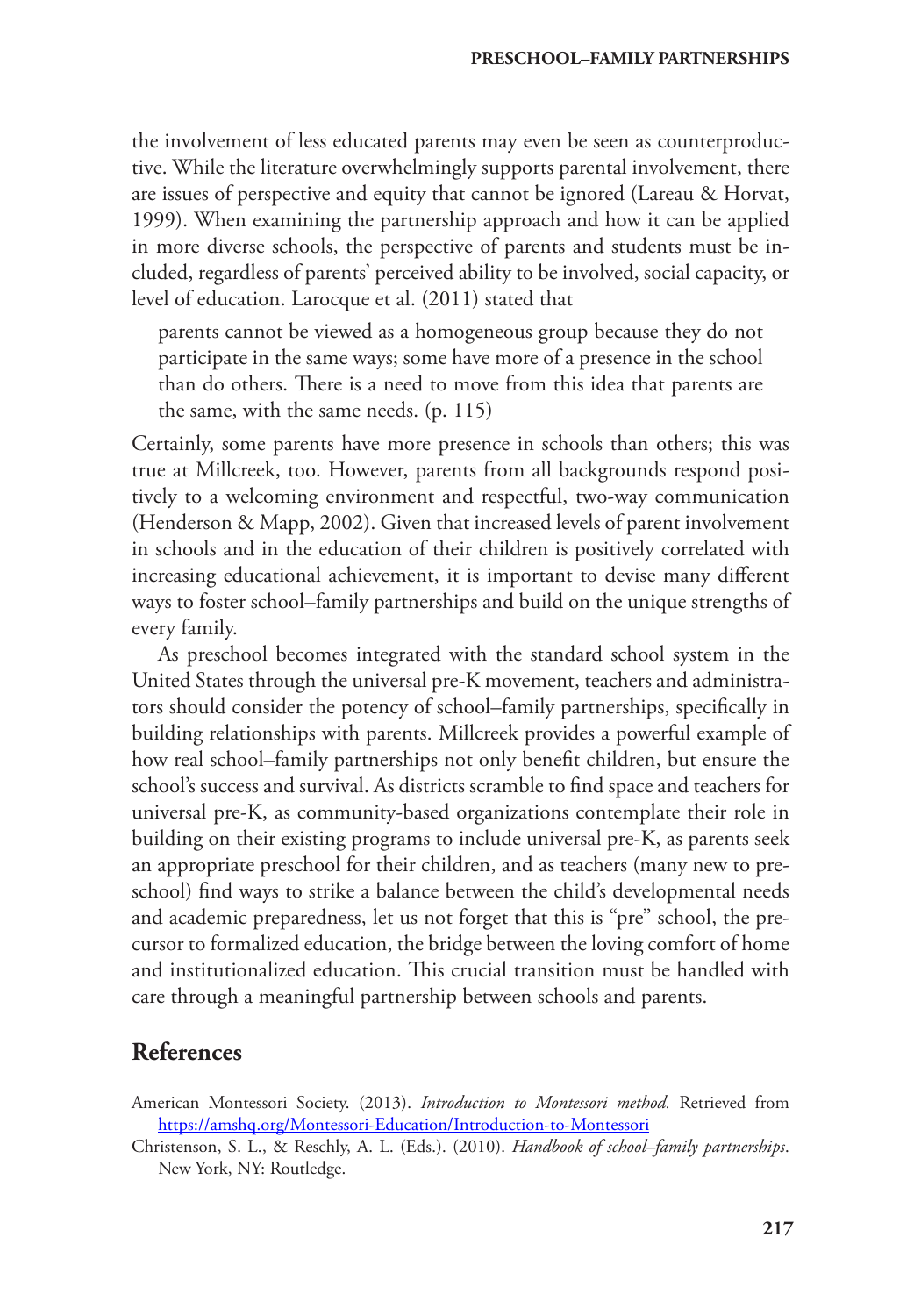the involvement of less educated parents may even be seen as counterproductive. While the literature overwhelmingly supports parental involvement, there are issues of perspective and equity that cannot be ignored (Lareau & Horvat, 1999). When examining the partnership approach and how it can be applied in more diverse schools, the perspective of parents and students must be included, regardless of parents' perceived ability to be involved, social capacity, or level of education. Larocque et al. (2011) stated that

> parents cannot be viewed as a homogeneous group because they do not participate in the same ways; some have more of a presence in the school than do others. There is a need to move from this idea that parents are the same, with the same needs. (p. 115)

Certainly, some parents have more presence in schools than others; this was true at Millcreek, too. However, parents from all backgrounds respond positively to a welcoming environment and respectful, two-way communication (Henderson & Mapp, 2002). Given that increased levels of parent involvement in schools and in the education of their children is positively correlated with increasing educational achievement, it is important to devise many different ways to foster school–family partnerships and build on the unique strengths of every family.

As preschool becomes integrated with the standard school system in the United States through the universal pre-K movement, teachers and administrators should consider the potency of school–family partnerships, specifically in building relationships with parents. Millcreek provides a powerful example of how real school–family partnerships not only benefit children, but ensure the school's success and survival. As districts scramble to find space and teachers for universal pre-K, as community-based organizations contemplate their role in building on their existing programs to include universal pre-K, as parents seek an appropriate preschool for their children, and as teachers (many new to preschool) find ways to strike a balance between the child's developmental needs and academic preparedness, let us not forget that this is "pre" school, the precursor to formalized education, the bridge between the loving comfort of home and institutionalized education. This crucial transition must be handled with care through a meaningful partnership between schools and parents.

## References

American Montessori Society. (2013). *Introduction to Montessori method.* Retrieved from https://amshq.org/Montessori-Education/Introduction-to-Montessori

Christenson, S. L., & Reschly, A. L. (Eds.). (2010). *Handbook of school–family partnerships*. New York, NY: Routledge.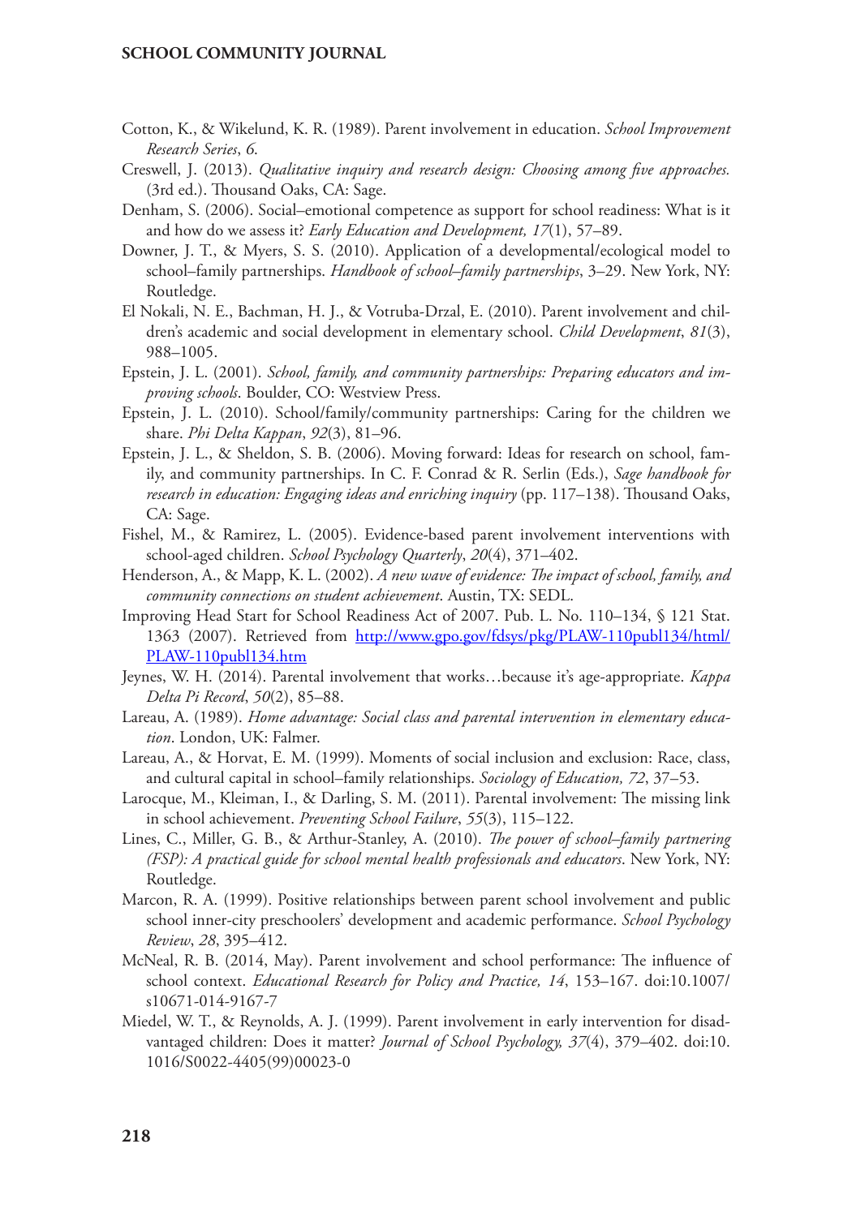Cotton, K., & Wikelund, K. R. (1989). Parent involvement in education. *School Improvement Research Series*, *6*.

Creswell, J. (2013). *Qualitative inquiry and research design: Choosing among five approaches.* (3rd ed.). Thousand Oaks, CA: Sage.

Denham, S. (2006). Social–emotional competence as support for school readiness: What is it and how do we assess it? *Early Education and Development, 17*(1), 57–89.

Downer, J. T., & Myers, S. S. (2010). Application of a developmental/ecological model to school–family partnerships. *Handbook of school–family partnerships*, 3–29. New York, NY: Routledge.

El Nokali, N. E., Bachman, H. J., & Votruba-Drzal, E. (2010). Parent involvement and children's academic and social development in elementary school. *Child Development*, *81*(3), 988–1005.

Epstein, J. L. (2001). *School, family, and community partnerships: Preparing educators and improving schools*. Boulder, CO: Westview Press.

Epstein, J. L. (2010). School/family/community partnerships: Caring for the children we share. *Phi Delta Kappan*, *92*(3), 81–96.

Epstein, J. L., & Sheldon, S. B. (2006). Moving forward: Ideas for research on school, family, and community partnerships. In C. F. Conrad & R. Serlin (Eds.), *Sage handbook for research in education: Engaging ideas and enriching inquiry* (pp. 117–138). Thousand Oaks, CA: Sage.

Fishel, M., & Ramirez, L. (2005). Evidence-based parent involvement interventions with school-aged children. *School Psychology Quarterly*, *20*(4), 371–402.

Henderson, A., & Mapp, K. L. (2002). *A new wave of evidence: The impact of school, family, and community connections on student achievement*. Austin, TX: SEDL.

Improving Head Start for School Readiness Act of 2007. Pub. L. No. 110–134, § 121 Stat. 1363 (2007). Retrieved from http://www.gpo.gov/fdsys/pkg/PLAW-110publ134/html/PLAW-110publ134.htm

Jeynes, W. H. (2014). Parental involvement that works…because it's age-appropriate. *Kappa Delta Pi Record*, *50*(2), 85–88.

Lareau, A. (1989). *Home advantage: Social class and parental intervention in elementary education*. London, UK: Falmer.

Lareau, A., & Horvat, E. M. (1999). Moments of social inclusion and exclusion: Race, class, and cultural capital in school–family relationships. *Sociology of Education, 72*, 37–53.

Larocque, M., Kleiman, I., & Darling, S. M. (2011). Parental involvement: The missing link in school achievement. *Preventing School Failure*, *55*(3), 115–122.

Lines, C., Miller, G. B., & Arthur-Stanley, A. (2010). *The power of school–family partnering (FSP): A practical guide for school mental health professionals and educators*. New York, NY: Routledge.

Marcon, R. A. (1999). Positive relationships between parent school involvement and public school inner-city preschoolers' development and academic performance. *School Psychology Review*, *28*, 395–412.

McNeal, R. B. (2014, May). Parent involvement and school performance: The influence of school context. *Educational Research for Policy and Practice, 14*, 153–167. doi:10.1007/s10671-014-9167-7

Miedel, W. T., & Reynolds, A. J. (1999). Parent involvement in early intervention for disadvantaged children: Does it matter? *Journal of School Psychology, 37*(4), 379–402. doi:10.1016/S0022-4405(99)00023-0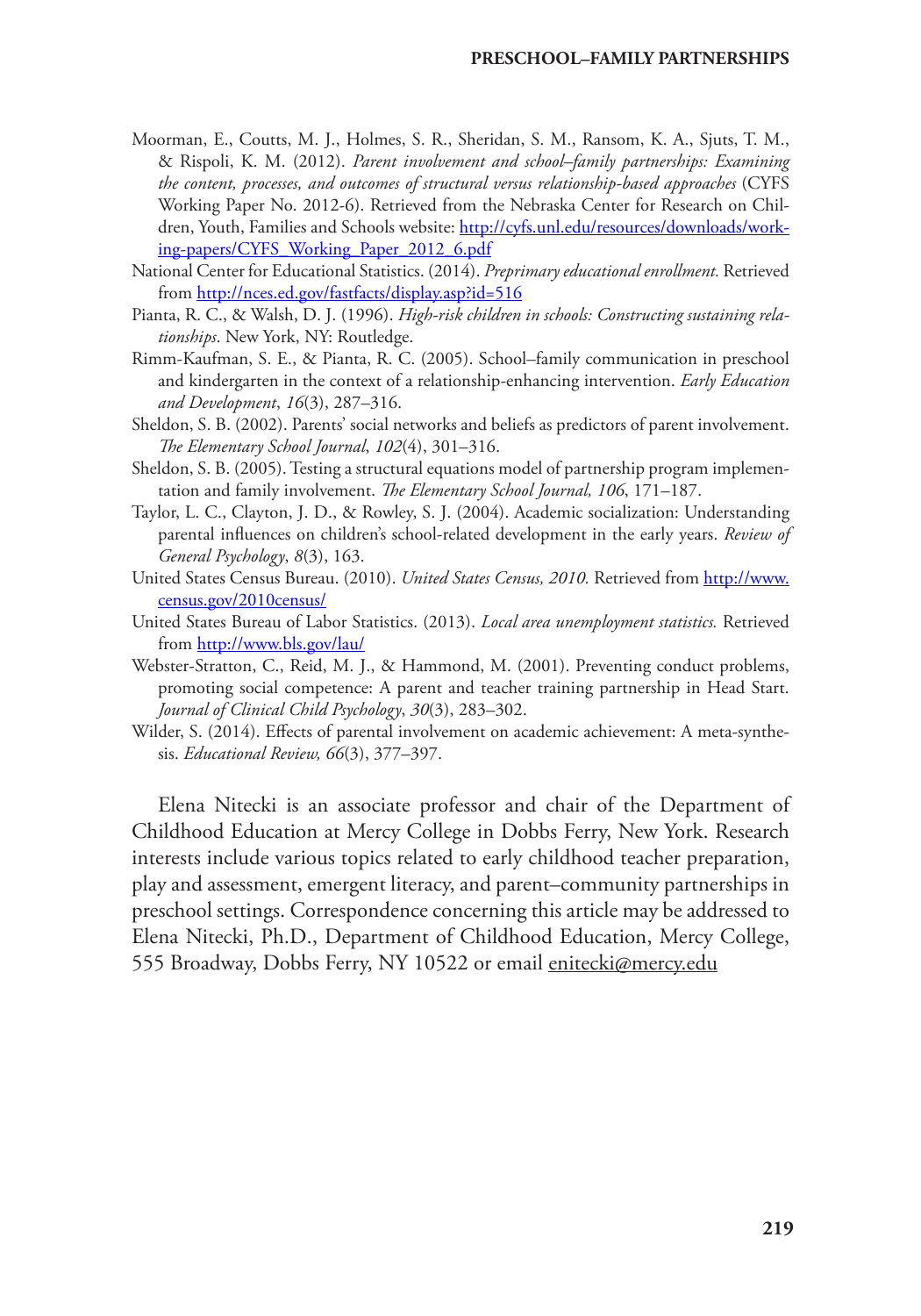Moorman, E., Coutts, M. J., Holmes, S. R., Sheridan, S. M., Ransom, K. A., Sjuts, T. M., & Rispoli, K. M. (2012). *Parent involvement and school–family partnerships: Examining the content, processes, and outcomes of structural versus relationship-based approaches* (CYFS Working Paper No. 2012-6). Retrieved from the Nebraska Center for Research on Children, Youth, Families and Schools website: http://cyfs.unl.edu/resources/downloads/working-papers/CYFS_Working_Paper_2012_6.pdf

National Center for Educational Statistics. (2014). *Preprimary educational enrollment.* Retrieved from http://nces.ed.gov/fastfacts/display.asp?id=516

Pianta, R. C., & Walsh, D. J. (1996). *High-risk children in schools: Constructing sustaining relationships*. New York, NY: Routledge.

Rimm-Kaufman, S. E., & Pianta, R. C. (2005). School–family communication in preschool and kindergarten in the context of a relationship-enhancing intervention. *Early Education and Development*, *16*(3), 287–316.

Sheldon, S. B. (2002). Parents' social networks and beliefs as predictors of parent involvement. *The Elementary School Journal*, *102*(4), 301–316.

Sheldon, S. B. (2005). Testing a structural equations model of partnership program implementation and family involvement. *The Elementary School Journal, 106*, 171–187.

Taylor, L. C., Clayton, J. D., & Rowley, S. J. (2004). Academic socialization: Understanding parental influences on children's school-related development in the early years. *Review of General Psychology*, *8*(3), 163.

United States Census Bureau. (2010). *United States Census, 2010.* Retrieved from http://www.census.gov/2010census/

United States Bureau of Labor Statistics. (2013). *Local area unemployment statistics.* Retrieved from http://www.bls.gov/lau/

Webster-Stratton, C., Reid, M. J., & Hammond, M. (2001). Preventing conduct problems, promoting social competence: A parent and teacher training partnership in Head Start. *Journal of Clinical Child Psychology*, *30*(3), 283–302.

Wilder, S. (2014). Effects of parental involvement on academic achievement: A meta-synthesis. *Educational Review, 66*(3), 377–397.

Elena Nitecki is an associate professor and chair of the Department of Childhood Education at Mercy College in Dobbs Ferry, New York. Research interests include various topics related to early childhood teacher preparation, play and assessment, emergent literacy, and parent–community partnerships in preschool settings. Correspondence concerning this article may be addressed to Elena Nitecki, Ph.D., Department of Childhood Education, Mercy College, 555 Broadway, Dobbs Ferry, NY 10522 or email enitecki@mercy.edu